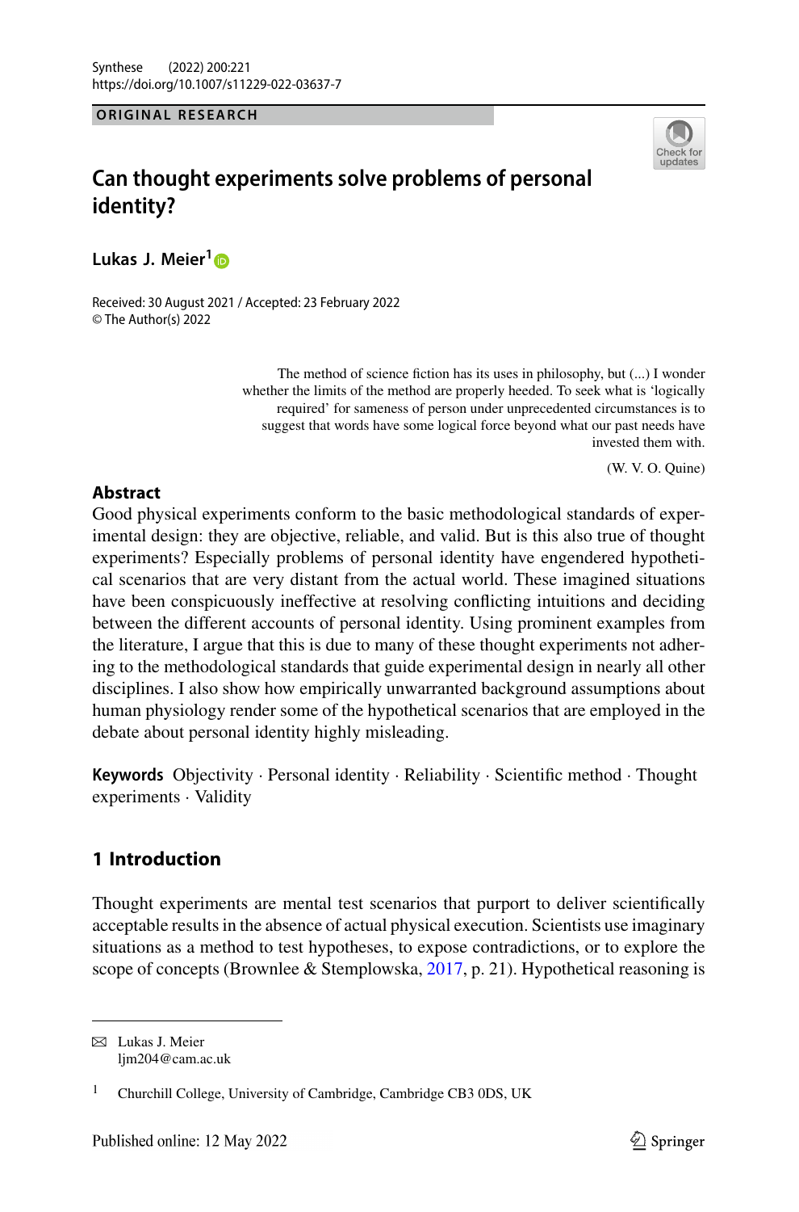ORIGINAL RESEARCH

# Can thought experiments solve problems of personal identity?

**Lukas J. Meier**[1]

Received: 30 August 2021 / Accepted: 23 February 2022
© The Author(s) 2022

> The method of science fiction has its uses in philosophy, but (...) I wonder whether the limits of the method are properly heeded. To seek what is 'logically required' for sameness of person under unprecedented circumstances is to suggest that words have some logical force beyond what our past needs have invested them with.
>
> (W. V. O. Quine)

## Abstract

Good physical experiments conform to the basic methodological standards of experimental design: they are objective, reliable, and valid. But is this also true of thought experiments? Especially problems of personal identity have engendered hypothetical scenarios that are very distant from the actual world. These imagined situations have been conspicuously ineffective at resolving conflicting intuitions and deciding between the different accounts of personal identity. Using prominent examples from the literature, I argue that this is due to many of these thought experiments not adhering to the methodological standards that guide experimental design in nearly all other disciplines. I also show how empirically unwarranted background assumptions about human physiology render some of the hypothetical scenarios that are employed in the debate about personal identity highly misleading.

**Keywords** Objectivity · Personal identity · Reliability · Scientific method · Thought experiments · Validity

## 1 Introduction

Thought experiments are mental test scenarios that purport to deliver scientifically acceptable results in the absence of actual physical execution. Scientists use imaginary situations as a method to test hypotheses, to expose contradictions, or to explore the scope of concepts (Brownlee & Stemplowska, 2017, p. 21). Hypothetical reasoning is

---

✉ Lukas J. Meier
ljm204@cam.ac.uk

[1] Churchill College, University of Cambridge, Cambridge CB3 0DS, UK

Published online: 12 May 2022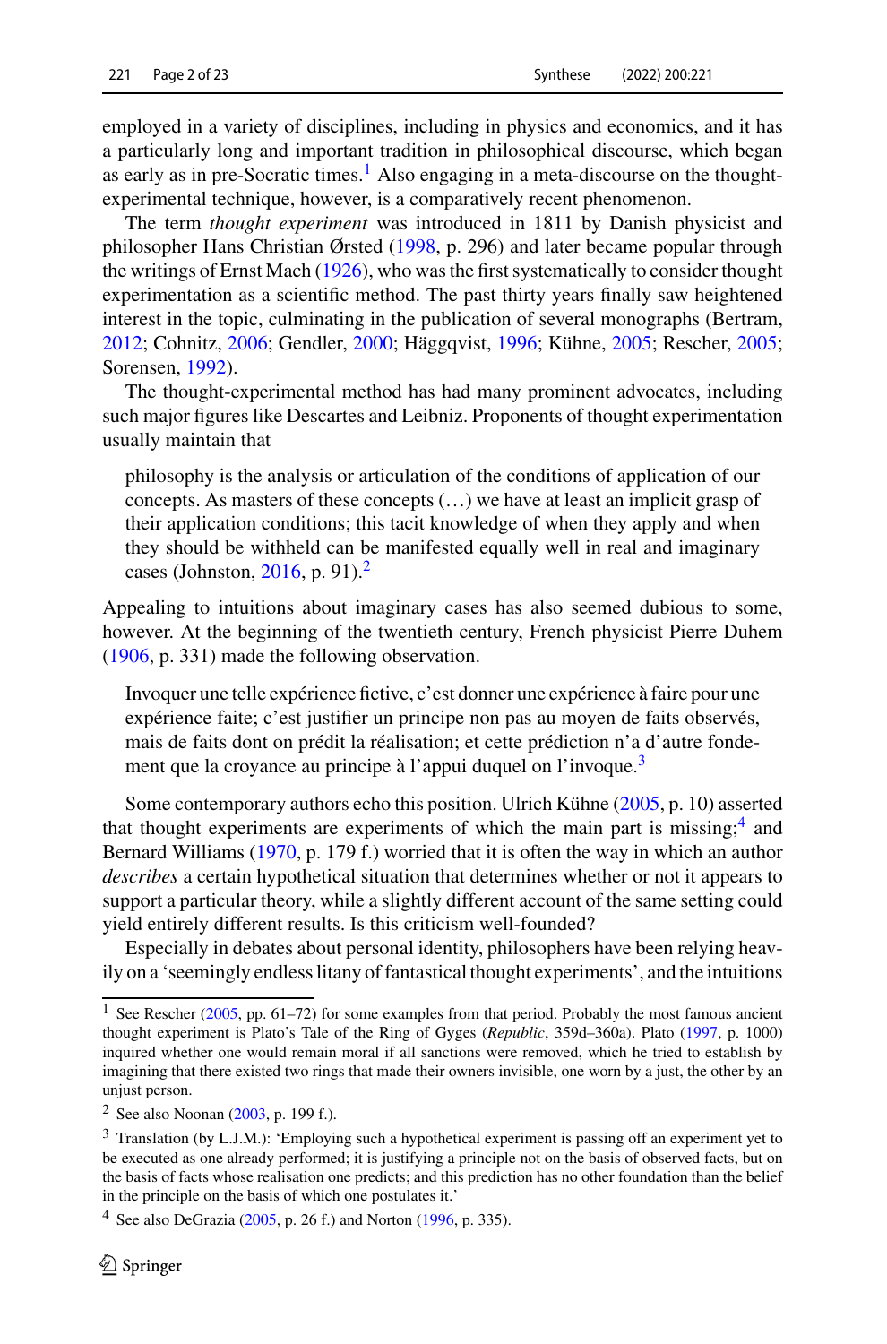employed in a variety of disciplines, including in physics and economics, and it has a particularly long and important tradition in philosophical discourse, which began as early as in pre-Socratic times.[1] Also engaging in a meta-discourse on the thought-experimental technique, however, is a comparatively recent phenomenon.

The term *thought experiment* was introduced in 1811 by Danish physicist and philosopher Hans Christian Ørsted (1998, p. 296) and later became popular through the writings of Ernst Mach (1926), who was the first systematically to consider thought experimentation as a scientific method. The past thirty years finally saw heightened interest in the topic, culminating in the publication of several monographs (Bertram, 2012; Cohnitz, 2006; Gendler, 2000; Häggqvist, 1996; Kühne, 2005; Rescher, 2005; Sorensen, 1992).

The thought-experimental method has had many prominent advocates, including such major figures like Descartes and Leibniz. Proponents of thought experimentation usually maintain that

> philosophy is the analysis or articulation of the conditions of application of our concepts. As masters of these concepts (…) we have at least an implicit grasp of their application conditions; this tacit knowledge of when they apply and when they should be withheld can be manifested equally well in real and imaginary cases (Johnston, 2016, p. 91).[2]

Appealing to intuitions about imaginary cases has also seemed dubious to some, however. At the beginning of the twentieth century, French physicist Pierre Duhem (1906, p. 331) made the following observation.

> Invoquer une telle expérience fictive, c'est donner une expérience à faire pour une expérience faite; c'est justifier un principe non pas au moyen de faits observés, mais de faits dont on prédit la réalisation; et cette prédiction n'a d'autre fondement que la croyance au principe à l'appui duquel on l'invoque.[3]

Some contemporary authors echo this position. Ulrich Kühne (2005, p. 10) asserted that thought experiments are experiments of which the main part is missing;[4] and Bernard Williams (1970, p. 179 f.) worried that it is often the way in which an author *describes* a certain hypothetical situation that determines whether or not it appears to support a particular theory, while a slightly different account of the same setting could yield entirely different results. Is this criticism well-founded?

Especially in debates about personal identity, philosophers have been relying heavily on a 'seemingly endless litany of fantastical thought experiments', and the intuitions

---

[1] See Rescher (2005, pp. 61–72) for some examples from that period. Probably the most famous ancient thought experiment is Plato's Tale of the Ring of Gyges (*Republic*, 359d–360a). Plato (1997, p. 1000) inquired whether one would remain moral if all sanctions were removed, which he tried to establish by imagining that there existed two rings that made their owners invisible, one worn by a just, the other by an unjust person.

[2] See also Noonan (2003, p. 199 f.).

[3] Translation (by L.J.M.): 'Employing such a hypothetical experiment is passing off an experiment yet to be executed as one already performed; it is justifying a principle not on the basis of observed facts, but on the basis of facts whose realisation one predicts; and this prediction has no other foundation than the belief in the principle on the basis of which one postulates it.'

[4] See also DeGrazia (2005, p. 26 f.) and Norton (1996, p. 335).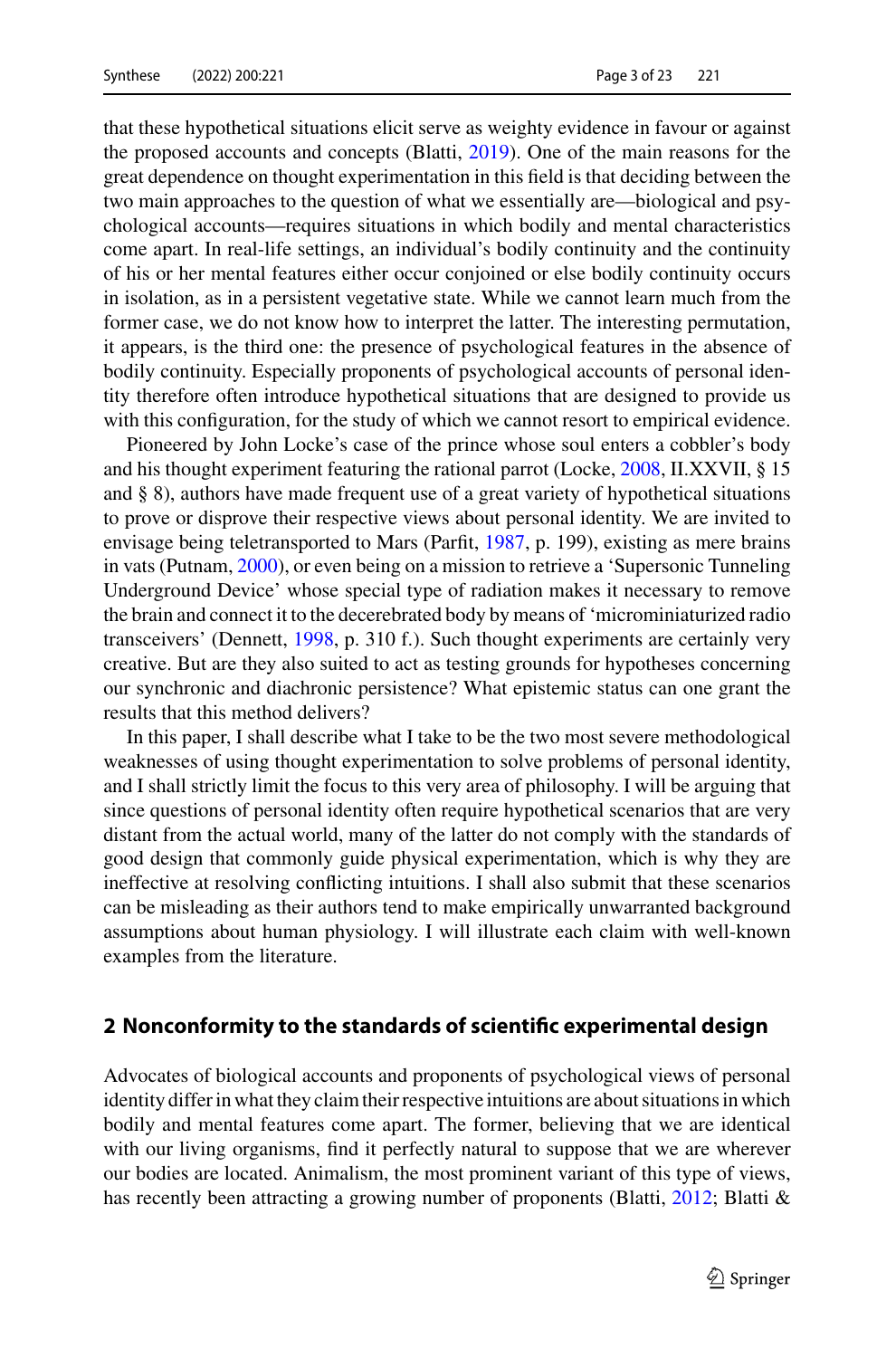that these hypothetical situations elicit serve as weighty evidence in favour or against the proposed accounts and concepts (Blatti, 2019). One of the main reasons for the great dependence on thought experimentation in this field is that deciding between the two main approaches to the question of what we essentially are—biological and psychological accounts—requires situations in which bodily and mental characteristics come apart. In real-life settings, an individual's bodily continuity and the continuity of his or her mental features either occur conjoined or else bodily continuity occurs in isolation, as in a persistent vegetative state. While we cannot learn much from the former case, we do not know how to interpret the latter. The interesting permutation, it appears, is the third one: the presence of psychological features in the absence of bodily continuity. Especially proponents of psychological accounts of personal identity therefore often introduce hypothetical situations that are designed to provide us with this configuration, for the study of which we cannot resort to empirical evidence.

Pioneered by John Locke's case of the prince whose soul enters a cobbler's body and his thought experiment featuring the rational parrot (Locke, 2008, II.XXVII, § 15 and § 8), authors have made frequent use of a great variety of hypothetical situations to prove or disprove their respective views about personal identity. We are invited to envisage being teletransported to Mars (Parfit, 1987, p. 199), existing as mere brains in vats (Putnam, 2000), or even being on a mission to retrieve a 'Supersonic Tunneling Underground Device' whose special type of radiation makes it necessary to remove the brain and connect it to the decerebrated body by means of 'microminiaturized radio transceivers' (Dennett, 1998, p. 310 f.). Such thought experiments are certainly very creative. But are they also suited to act as testing grounds for hypotheses concerning our synchronic and diachronic persistence? What epistemic status can one grant the results that this method delivers?

In this paper, I shall describe what I take to be the two most severe methodological weaknesses of using thought experimentation to solve problems of personal identity, and I shall strictly limit the focus to this very area of philosophy. I will be arguing that since questions of personal identity often require hypothetical scenarios that are very distant from the actual world, many of the latter do not comply with the standards of good design that commonly guide physical experimentation, which is why they are ineffective at resolving conflicting intuitions. I shall also submit that these scenarios can be misleading as their authors tend to make empirically unwarranted background assumptions about human physiology. I will illustrate each claim with well-known examples from the literature.

## 2 Nonconformity to the standards of scientific experimental design

Advocates of biological accounts and proponents of psychological views of personal identity differ in what they claim their respective intuitions are about situations in which bodily and mental features come apart. The former, believing that we are identical with our living organisms, find it perfectly natural to suppose that we are wherever our bodies are located. Animalism, the most prominent variant of this type of views, has recently been attracting a growing number of proponents (Blatti, 2012; Blatti &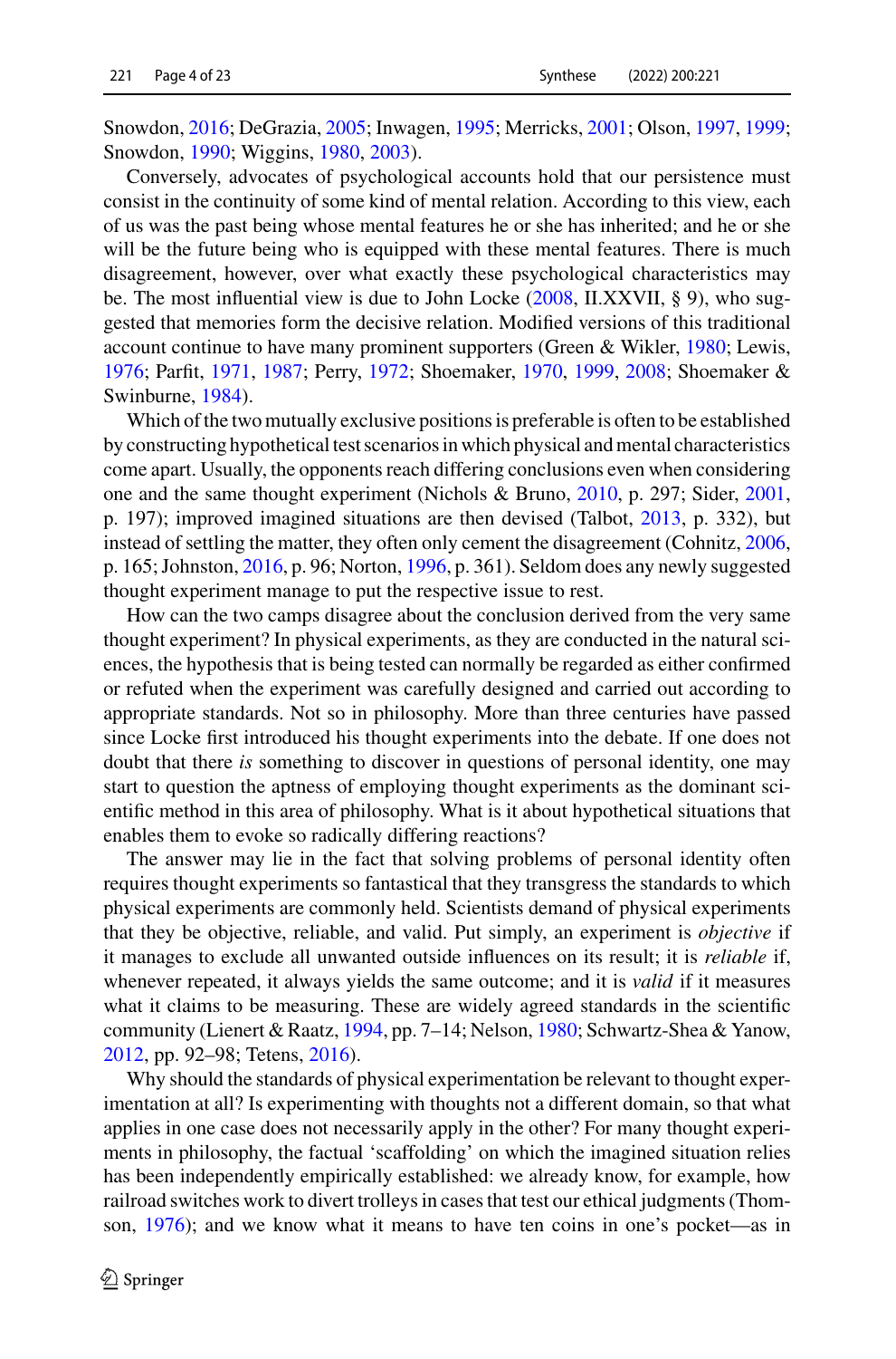Snowdon, 2016; DeGrazia, 2005; Inwagen, 1995; Merricks, 2001; Olson, 1997, 1999; Snowdon, 1990; Wiggins, 1980, 2003).

Conversely, advocates of psychological accounts hold that our persistence must consist in the continuity of some kind of mental relation. According to this view, each of us was the past being whose mental features he or she has inherited; and he or she will be the future being who is equipped with these mental features. There is much disagreement, however, over what exactly these psychological characteristics may be. The most influential view is due to John Locke (2008, II.XXVII, § 9), who suggested that memories form the decisive relation. Modified versions of this traditional account continue to have many prominent supporters (Green & Wikler, 1980; Lewis, 1976; Parfit, 1971, 1987; Perry, 1972; Shoemaker, 1970, 1999, 2008; Shoemaker & Swinburne, 1984).

Which of the two mutually exclusive positions is preferable is often to be established by constructing hypothetical test scenarios in which physical and mental characteristics come apart. Usually, the opponents reach differing conclusions even when considering one and the same thought experiment (Nichols & Bruno, 2010, p. 297; Sider, 2001, p. 197); improved imagined situations are then devised (Talbot, 2013, p. 332), but instead of settling the matter, they often only cement the disagreement (Cohnitz, 2006, p. 165; Johnston, 2016, p. 96; Norton, 1996, p. 361). Seldom does any newly suggested thought experiment manage to put the respective issue to rest.

How can the two camps disagree about the conclusion derived from the very same thought experiment? In physical experiments, as they are conducted in the natural sciences, the hypothesis that is being tested can normally be regarded as either confirmed or refuted when the experiment was carefully designed and carried out according to appropriate standards. Not so in philosophy. More than three centuries have passed since Locke first introduced his thought experiments into the debate. If one does not doubt that there *is* something to discover in questions of personal identity, one may start to question the aptness of employing thought experiments as the dominant scientific method in this area of philosophy. What is it about hypothetical situations that enables them to evoke so radically differing reactions?

The answer may lie in the fact that solving problems of personal identity often requires thought experiments so fantastical that they transgress the standards to which physical experiments are commonly held. Scientists demand of physical experiments that they be objective, reliable, and valid. Put simply, an experiment is *objective* if it manages to exclude all unwanted outside influences on its result; it is *reliable* if, whenever repeated, it always yields the same outcome; and it is *valid* if it measures what it claims to be measuring. These are widely agreed standards in the scientific community (Lienert & Raatz, 1994, pp. 7–14; Nelson, 1980; Schwartz-Shea & Yanow, 2012, pp. 92–98; Tetens, 2016).

Why should the standards of physical experimentation be relevant to thought experimentation at all? Is experimenting with thoughts not a different domain, so that what applies in one case does not necessarily apply in the other? For many thought experiments in philosophy, the factual 'scaffolding' on which the imagined situation relies has been independently empirically established: we already know, for example, how railroad switches work to divert trolleys in cases that test our ethical judgments (Thomson, 1976); and we know what it means to have ten coins in one's pocket—as in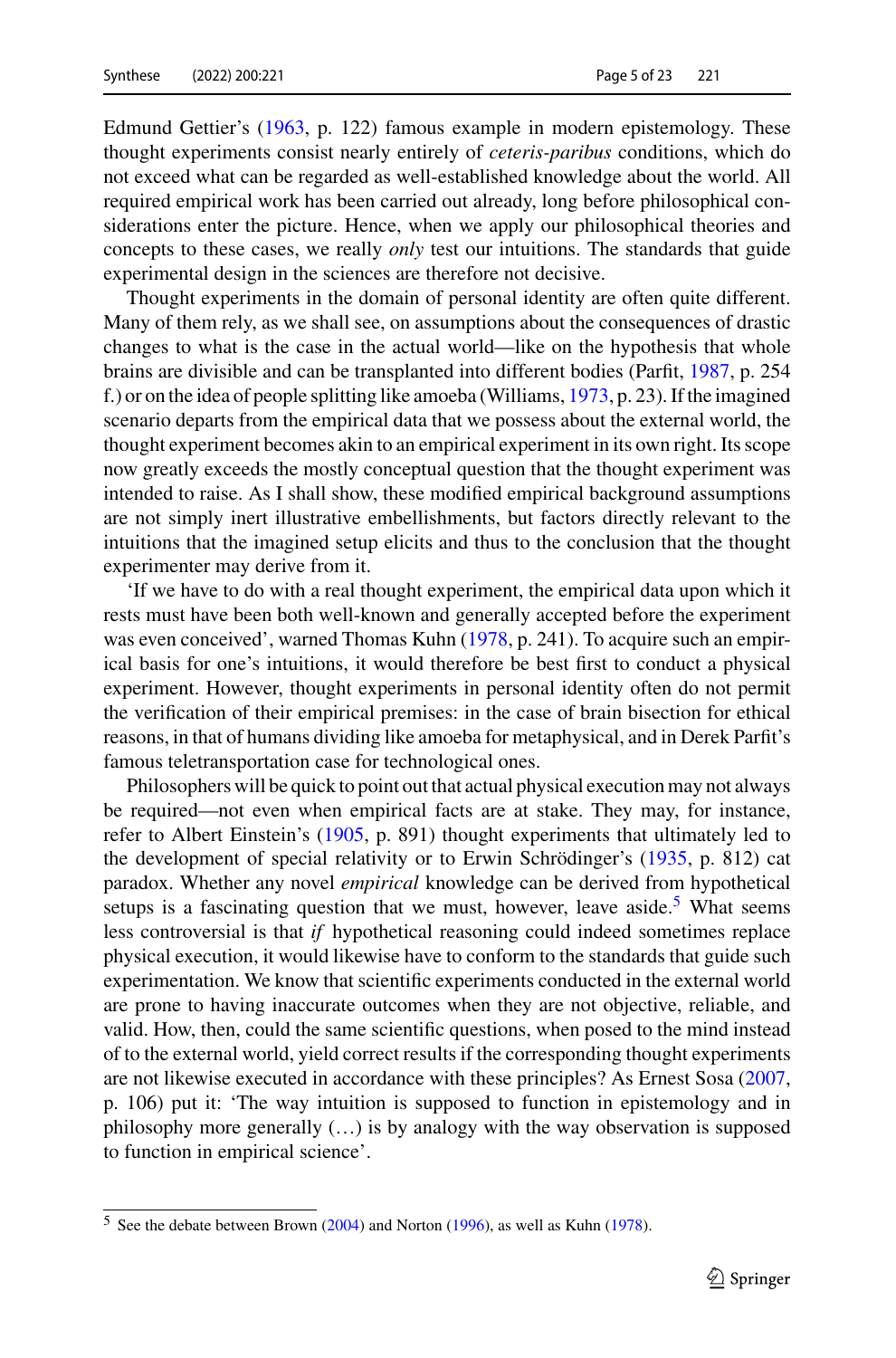Edmund Gettier's (1963, p. 122) famous example in modern epistemology. These thought experiments consist nearly entirely of *ceteris-paribus* conditions, which do not exceed what can be regarded as well-established knowledge about the world. All required empirical work has been carried out already, long before philosophical considerations enter the picture. Hence, when we apply our philosophical theories and concepts to these cases, we really *only* test our intuitions. The standards that guide experimental design in the sciences are therefore not decisive.

Thought experiments in the domain of personal identity are often quite different. Many of them rely, as we shall see, on assumptions about the consequences of drastic changes to what is the case in the actual world—like on the hypothesis that whole brains are divisible and can be transplanted into different bodies (Parfit, 1987, p. 254 f.) or on the idea of people splitting like amoeba (Williams, 1973, p. 23). If the imagined scenario departs from the empirical data that we possess about the external world, the thought experiment becomes akin to an empirical experiment in its own right. Its scope now greatly exceeds the mostly conceptual question that the thought experiment was intended to raise. As I shall show, these modified empirical background assumptions are not simply inert illustrative embellishments, but factors directly relevant to the intuitions that the imagined setup elicits and thus to the conclusion that the thought experimenter may derive from it.

'If we have to do with a real thought experiment, the empirical data upon which it rests must have been both well-known and generally accepted before the experiment was even conceived', warned Thomas Kuhn (1978, p. 241). To acquire such an empirical basis for one's intuitions, it would therefore be best first to conduct a physical experiment. However, thought experiments in personal identity often do not permit the verification of their empirical premises: in the case of brain bisection for ethical reasons, in that of humans dividing like amoeba for metaphysical, and in Derek Parfit's famous teletransportation case for technological ones.

Philosophers will be quick to point out that actual physical execution may not always be required—not even when empirical facts are at stake. They may, for instance, refer to Albert Einstein's (1905, p. 891) thought experiments that ultimately led to the development of special relativity or to Erwin Schrödinger's (1935, p. 812) cat paradox. Whether any novel *empirical* knowledge can be derived from hypothetical setups is a fascinating question that we must, however, leave aside.[5] What seems less controversial is that *if* hypothetical reasoning could indeed sometimes replace physical execution, it would likewise have to conform to the standards that guide such experimentation. We know that scientific experiments conducted in the external world are prone to having inaccurate outcomes when they are not objective, reliable, and valid. How, then, could the same scientific questions, when posed to the mind instead of to the external world, yield correct results if the corresponding thought experiments are not likewise executed in accordance with these principles? As Ernest Sosa (2007, p. 106) put it: 'The way intuition is supposed to function in epistemology and in philosophy more generally (…) is by analogy with the way observation is supposed to function in empirical science'.

[5] See the debate between Brown (2004) and Norton (1996), as well as Kuhn (1978).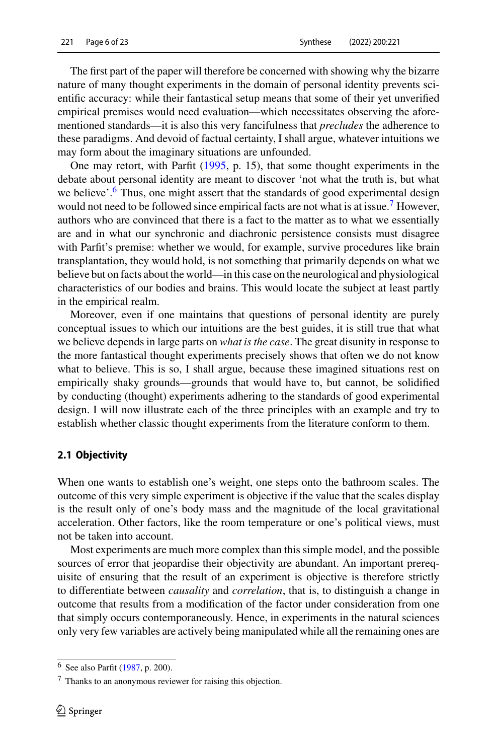The first part of the paper will therefore be concerned with showing why the bizarre nature of many thought experiments in the domain of personal identity prevents scientific accuracy: while their fantastical setup means that some of their yet unverified empirical premises would need evaluation—which necessitates observing the aforementioned standards—it is also this very fancifulness that *precludes* the adherence to these paradigms. And devoid of factual certainty, I shall argue, whatever intuitions we may form about the imaginary situations are unfounded.

One may retort, with Parfit (1995, p. 15), that some thought experiments in the debate about personal identity are meant to discover 'not what the truth is, but what we believe'.[6] Thus, one might assert that the standards of good experimental design would not need to be followed since empirical facts are not what is at issue.[7] However, authors who are convinced that there is a fact to the matter as to what we essentially are and in what our synchronic and diachronic persistence consists must disagree with Parfit's premise: whether we would, for example, survive procedures like brain transplantation, they would hold, is not something that primarily depends on what we believe but on facts about the world—in this case on the neurological and physiological characteristics of our bodies and brains. This would locate the subject at least partly in the empirical realm.

Moreover, even if one maintains that questions of personal identity are purely conceptual issues to which our intuitions are the best guides, it is still true that what we believe depends in large parts on *what is the case*. The great disunity in response to the more fantastical thought experiments precisely shows that often we do not know what to believe. This is so, I shall argue, because these imagined situations rest on empirically shaky grounds—grounds that would have to, but cannot, be solidified by conducting (thought) experiments adhering to the standards of good experimental design. I will now illustrate each of the three principles with an example and try to establish whether classic thought experiments from the literature conform to them.

### 2.1 Objectivity

When one wants to establish one's weight, one steps onto the bathroom scales. The outcome of this very simple experiment is objective if the value that the scales display is the result only of one's body mass and the magnitude of the local gravitational acceleration. Other factors, like the room temperature or one's political views, must not be taken into account.

Most experiments are much more complex than this simple model, and the possible sources of error that jeopardise their objectivity are abundant. An important prerequisite of ensuring that the result of an experiment is objective is therefore strictly to differentiate between *causality* and *correlation*, that is, to distinguish a change in outcome that results from a modification of the factor under consideration from one that simply occurs contemporaneously. Hence, in experiments in the natural sciences only very few variables are actively being manipulated while all the remaining ones are

---

[6] See also Parfit (1987, p. 200).

[7] Thanks to an anonymous reviewer for raising this objection.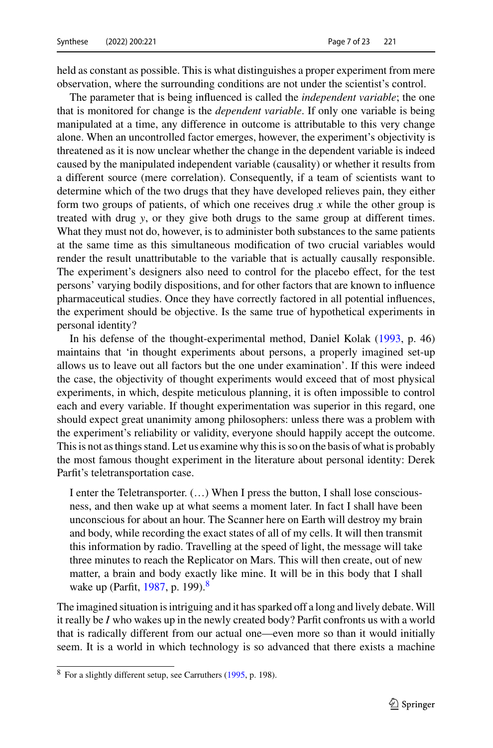held as constant as possible. This is what distinguishes a proper experiment from mere observation, where the surrounding conditions are not under the scientist's control.

The parameter that is being influenced is called the *independent variable*; the one that is monitored for change is the *dependent variable*. If only one variable is being manipulated at a time, any difference in outcome is attributable to this very change alone. When an uncontrolled factor emerges, however, the experiment's objectivity is threatened as it is now unclear whether the change in the dependent variable is indeed caused by the manipulated independent variable (causality) or whether it results from a different source (mere correlation). Consequently, if a team of scientists want to determine which of the two drugs that they have developed relieves pain, they either form two groups of patients, of which one receives drug $x$ while the other group is treated with drug $y$, or they give both drugs to the same group at different times. What they must not do, however, is to administer both substances to the same patients at the same time as this simultaneous modification of two crucial variables would render the result unattributable to the variable that is actually causally responsible. The experiment's designers also need to control for the placebo effect, for the test persons' varying bodily dispositions, and for other factors that are known to influence pharmaceutical studies. Once they have correctly factored in all potential influences, the experiment should be objective. Is the same true of hypothetical experiments in personal identity?

In his defense of the thought-experimental method, Daniel Kolak (1993, p. 46) maintains that 'in thought experiments about persons, a properly imagined set-up allows us to leave out all factors but the one under examination'. If this were indeed the case, the objectivity of thought experiments would exceed that of most physical experiments, in which, despite meticulous planning, it is often impossible to control each and every variable. If thought experimentation was superior in this regard, one should expect great unanimity among philosophers: unless there was a problem with the experiment's reliability or validity, everyone should happily accept the outcome. This is not as things stand. Let us examine why this is so on the basis of what is probably the most famous thought experiment in the literature about personal identity: Derek Parfit's teletransportation case.

> I enter the Teletransporter. (…) When I press the button, I shall lose consciousness, and then wake up at what seems a moment later. In fact I shall have been unconscious for about an hour. The Scanner here on Earth will destroy my brain and body, while recording the exact states of all of my cells. It will then transmit this information by radio. Travelling at the speed of light, the message will take three minutes to reach the Replicator on Mars. This will then create, out of new matter, a brain and body exactly like mine. It will be in this body that I shall wake up (Parfit, 1987, p. 199).[8]

The imagined situation is intriguing and it has sparked off a long and lively debate. Will it really be *I* who wakes up in the newly created body? Parfit confronts us with a world that is radically different from our actual one—even more so than it would initially seem. It is a world in which technology is so advanced that there exists a machine

---

[8] For a slightly different setup, see Carruthers (1995, p. 198).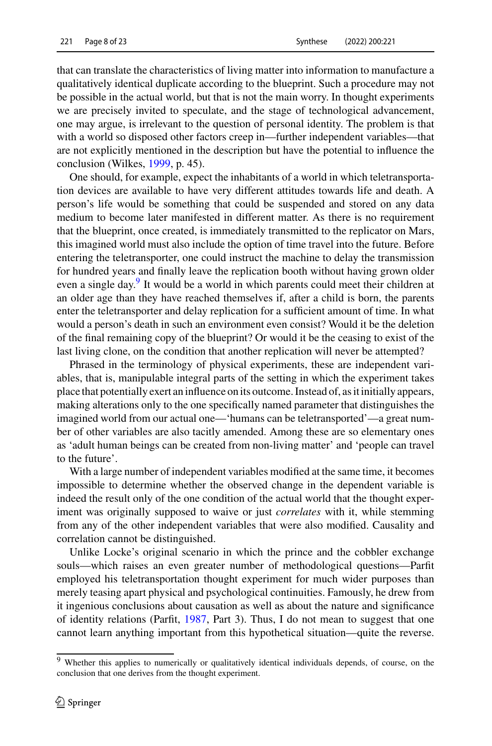that can translate the characteristics of living matter into information to manufacture a qualitatively identical duplicate according to the blueprint. Such a procedure may not be possible in the actual world, but that is not the main worry. In thought experiments we are precisely invited to speculate, and the stage of technological advancement, one may argue, is irrelevant to the question of personal identity. The problem is that with a world so disposed other factors creep in—further independent variables—that are not explicitly mentioned in the description but have the potential to influence the conclusion (Wilkes, 1999, p. 45).

One should, for example, expect the inhabitants of a world in which teletransportation devices are available to have very different attitudes towards life and death. A person's life would be something that could be suspended and stored on any data medium to become later manifested in different matter. As there is no requirement that the blueprint, once created, is immediately transmitted to the replicator on Mars, this imagined world must also include the option of time travel into the future. Before entering the teletransporter, one could instruct the machine to delay the transmission for hundred years and finally leave the replication booth without having grown older even a single day.[9] It would be a world in which parents could meet their children at an older age than they have reached themselves if, after a child is born, the parents enter the teletransporter and delay replication for a sufficient amount of time. In what would a person's death in such an environment even consist? Would it be the deletion of the final remaining copy of the blueprint? Or would it be the ceasing to exist of the last living clone, on the condition that another replication will never be attempted?

Phrased in the terminology of physical experiments, these are independent variables, that is, manipulable integral parts of the setting in which the experiment takes place that potentially exert an influence on its outcome. Instead of, as it initially appears, making alterations only to the one specifically named parameter that distinguishes the imagined world from our actual one—'humans can be teletransported'—a great number of other variables are also tacitly amended. Among these are so elementary ones as 'adult human beings can be created from non-living matter' and 'people can travel to the future'.

With a large number of independent variables modified at the same time, it becomes impossible to determine whether the observed change in the dependent variable is indeed the result only of the one condition of the actual world that the thought experiment was originally supposed to waive or just *correlates* with it, while stemming from any of the other independent variables that were also modified. Causality and correlation cannot be distinguished.

Unlike Locke's original scenario in which the prince and the cobbler exchange souls—which raises an even greater number of methodological questions—Parfit employed his teletransportation thought experiment for much wider purposes than merely teasing apart physical and psychological continuities. Famously, he drew from it ingenious conclusions about causation as well as about the nature and significance of identity relations (Parfit, 1987, Part 3). Thus, I do not mean to suggest that one cannot learn anything important from this hypothetical situation—quite the reverse.

[9] Whether this applies to numerically or qualitatively identical individuals depends, of course, on the conclusion that one derives from the thought experiment.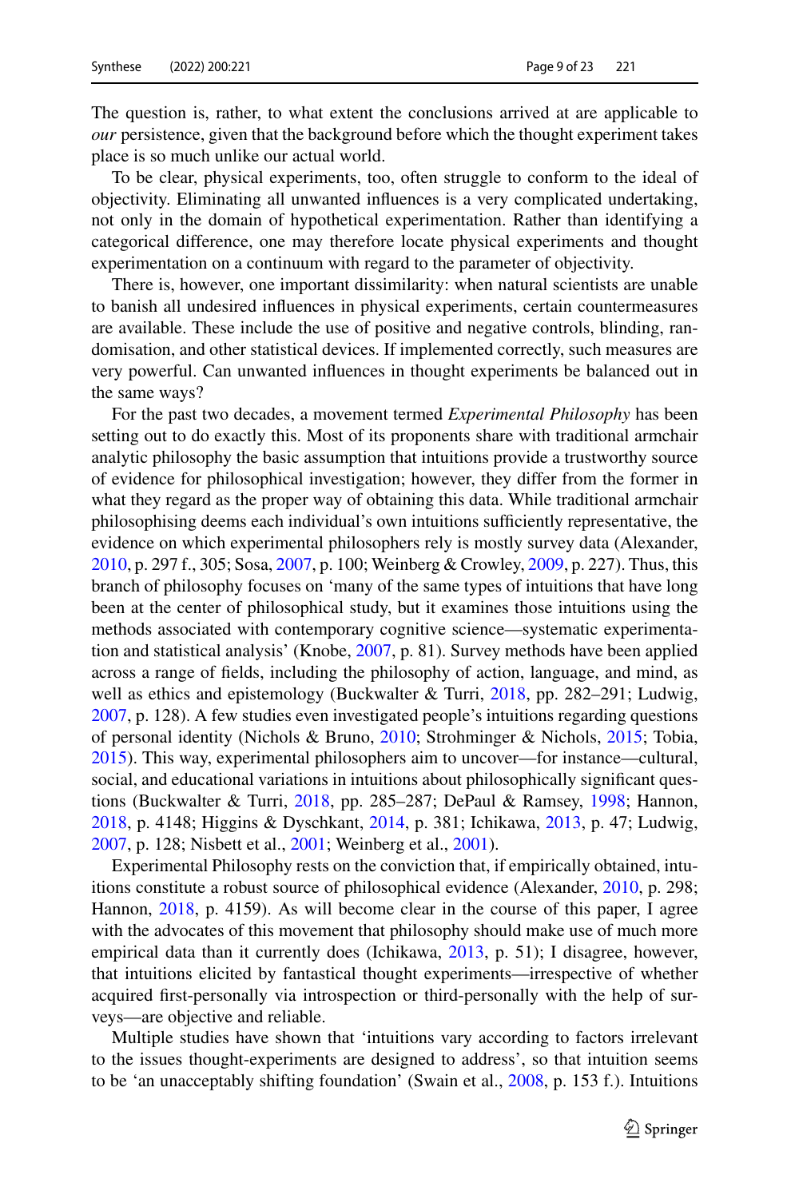The question is, rather, to what extent the conclusions arrived at are applicable to *our* persistence, given that the background before which the thought experiment takes place is so much unlike our actual world.

To be clear, physical experiments, too, often struggle to conform to the ideal of objectivity. Eliminating all unwanted influences is a very complicated undertaking, not only in the domain of hypothetical experimentation. Rather than identifying a categorical difference, one may therefore locate physical experiments and thought experimentation on a continuum with regard to the parameter of objectivity.

There is, however, one important dissimilarity: when natural scientists are unable to banish all undesired influences in physical experiments, certain countermeasures are available. These include the use of positive and negative controls, blinding, randomisation, and other statistical devices. If implemented correctly, such measures are very powerful. Can unwanted influences in thought experiments be balanced out in the same ways?

For the past two decades, a movement termed *Experimental Philosophy* has been setting out to do exactly this. Most of its proponents share with traditional armchair analytic philosophy the basic assumption that intuitions provide a trustworthy source of evidence for philosophical investigation; however, they differ from the former in what they regard as the proper way of obtaining this data. While traditional armchair philosophising deems each individual's own intuitions sufficiently representative, the evidence on which experimental philosophers rely is mostly survey data (Alexander, 2010, p. 297 f., 305; Sosa, 2007, p. 100; Weinberg & Crowley, 2009, p. 227). Thus, this branch of philosophy focuses on 'many of the same types of intuitions that have long been at the center of philosophical study, but it examines those intuitions using the methods associated with contemporary cognitive science—systematic experimentation and statistical analysis' (Knobe, 2007, p. 81). Survey methods have been applied across a range of fields, including the philosophy of action, language, and mind, as well as ethics and epistemology (Buckwalter & Turri, 2018, pp. 282–291; Ludwig, 2007, p. 128). A few studies even investigated people's intuitions regarding questions of personal identity (Nichols & Bruno, 2010; Strohminger & Nichols, 2015; Tobia, 2015). This way, experimental philosophers aim to uncover—for instance—cultural, social, and educational variations in intuitions about philosophically significant questions (Buckwalter & Turri, 2018, pp. 285–287; DePaul & Ramsey, 1998; Hannon, 2018, p. 4148; Higgins & Dyschkant, 2014, p. 381; Ichikawa, 2013, p. 47; Ludwig, 2007, p. 128; Nisbett et al., 2001; Weinberg et al., 2001).

Experimental Philosophy rests on the conviction that, if empirically obtained, intuitions constitute a robust source of philosophical evidence (Alexander, 2010, p. 298; Hannon, 2018, p. 4159). As will become clear in the course of this paper, I agree with the advocates of this movement that philosophy should make use of much more empirical data than it currently does (Ichikawa, 2013, p. 51); I disagree, however, that intuitions elicited by fantastical thought experiments—irrespective of whether acquired first-personally via introspection or third-personally with the help of surveys—are objective and reliable.

Multiple studies have shown that 'intuitions vary according to factors irrelevant to the issues thought-experiments are designed to address', so that intuition seems to be 'an unacceptably shifting foundation' (Swain et al., 2008, p. 153 f.). Intuitions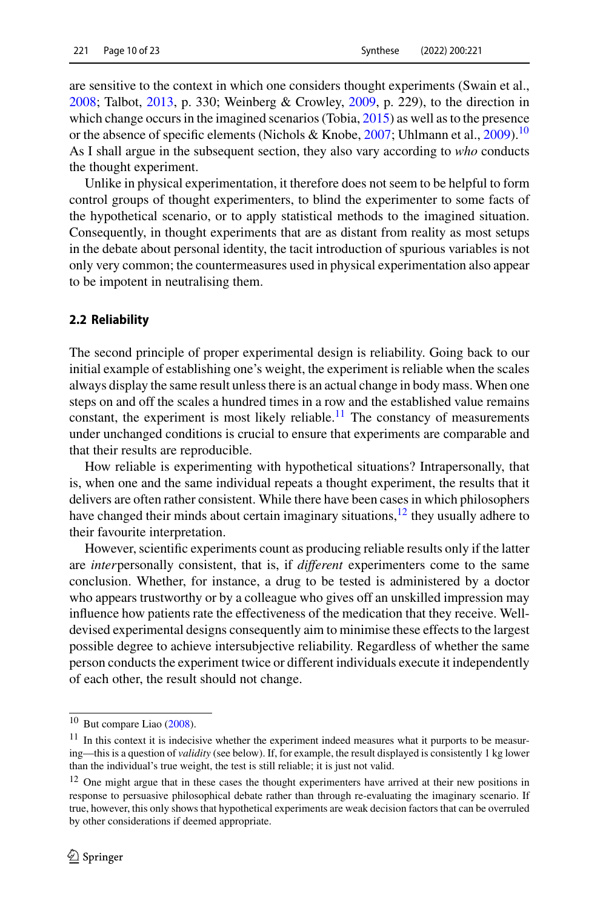are sensitive to the context in which one considers thought experiments (Swain et al., 2008; Talbot, 2013, p. 330; Weinberg & Crowley, 2009, p. 229), to the direction in which change occurs in the imagined scenarios (Tobia, 2015) as well as to the presence or the absence of specific elements (Nichols & Knobe, 2007; Uhlmann et al., 2009).[10] As I shall argue in the subsequent section, they also vary according to *who* conducts the thought experiment.

Unlike in physical experimentation, it therefore does not seem to be helpful to form control groups of thought experimenters, to blind the experimenter to some facts of the hypothetical scenario, or to apply statistical methods to the imagined situation. Consequently, in thought experiments that are as distant from reality as most setups in the debate about personal identity, the tacit introduction of spurious variables is not only very common; the countermeasures used in physical experimentation also appear to be impotent in neutralising them.

### 2.2 Reliability

The second principle of proper experimental design is reliability. Going back to our initial example of establishing one's weight, the experiment is reliable when the scales always display the same result unless there is an actual change in body mass. When one steps on and off the scales a hundred times in a row and the established value remains constant, the experiment is most likely reliable.[11] The constancy of measurements under unchanged conditions is crucial to ensure that experiments are comparable and that their results are reproducible.

How reliable is experimenting with hypothetical situations? Intrapersonally, that is, when one and the same individual repeats a thought experiment, the results that it delivers are often rather consistent. While there have been cases in which philosophers have changed their minds about certain imaginary situations,[12] they usually adhere to their favourite interpretation.

However, scientific experiments count as producing reliable results only if the latter are *inter*personally consistent, that is, if *different* experimenters come to the same conclusion. Whether, for instance, a drug to be tested is administered by a doctor who appears trustworthy or by a colleague who gives off an unskilled impression may influence how patients rate the effectiveness of the medication that they receive. Well-devised experimental designs consequently aim to minimise these effects to the largest possible degree to achieve intersubjective reliability. Regardless of whether the same person conducts the experiment twice or different individuals execute it independently of each other, the result should not change.

---

[10] But compare Liao (2008).

[11] In this context it is indecisive whether the experiment indeed measures what it purports to be measuring—this is a question of *validity* (see below). If, for example, the result displayed is consistently 1 kg lower than the individual's true weight, the test is still reliable; it is just not valid.

[12] One might argue that in these cases the thought experimenters have arrived at their new positions in response to persuasive philosophical debate rather than through re-evaluating the imaginary scenario. If true, however, this only shows that hypothetical experiments are weak decision factors that can be overruled by other considerations if deemed appropriate.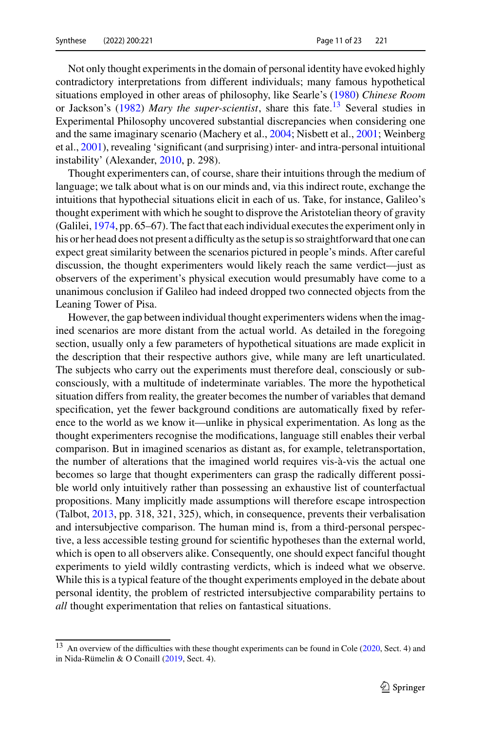Not only thought experiments in the domain of personal identity have evoked highly contradictory interpretations from different individuals; many famous hypothetical situations employed in other areas of philosophy, like Searle's (1980) *Chinese Room* or Jackson's (1982) *Mary the super-scientist*, share this fate.[13] Several studies in Experimental Philosophy uncovered substantial discrepancies when considering one and the same imaginary scenario (Machery et al., 2004; Nisbett et al., 2001; Weinberg et al., 2001), revealing 'significant (and surprising) inter- and intra-personal intuitional instability' (Alexander, 2010, p. 298).

Thought experimenters can, of course, share their intuitions through the medium of language; we talk about what is on our minds and, via this indirect route, exchange the intuitions that hypothecial situations elicit in each of us. Take, for instance, Galileo's thought experiment with which he sought to disprove the Aristotelian theory of gravity (Galilei, 1974, pp. 65–67). The fact that each individual executes the experiment only in his or her head does not present a difficulty as the setup is so straightforward that one can expect great similarity between the scenarios pictured in people's minds. After careful discussion, the thought experimenters would likely reach the same verdict—just as observers of the experiment's physical execution would presumably have come to a unanimous conclusion if Galileo had indeed dropped two connected objects from the Leaning Tower of Pisa.

However, the gap between individual thought experimenters widens when the imagined scenarios are more distant from the actual world. As detailed in the foregoing section, usually only a few parameters of hypothetical situations are made explicit in the description that their respective authors give, while many are left unarticulated. The subjects who carry out the experiments must therefore deal, consciously or subconsciously, with a multitude of indeterminate variables. The more the hypothetical situation differs from reality, the greater becomes the number of variables that demand specification, yet the fewer background conditions are automatically fixed by reference to the world as we know it—unlike in physical experimentation. As long as the thought experimenters recognise the modifications, language still enables their verbal comparison. But in imagined scenarios as distant as, for example, teletransportation, the number of alterations that the imagined world requires vis-à-vis the actual one becomes so large that thought experimenters can grasp the radically different possible world only intuitively rather than possessing an exhaustive list of counterfactual propositions. Many implicitly made assumptions will therefore escape introspection (Talbot, 2013, pp. 318, 321, 325), which, in consequence, prevents their verbalisation and intersubjective comparison. The human mind is, from a third-personal perspective, a less accessible testing ground for scientific hypotheses than the external world, which is open to all observers alike. Consequently, one should expect fanciful thought experiments to yield wildly contrasting verdicts, which is indeed what we observe. While this is a typical feature of the thought experiments employed in the debate about personal identity, the problem of restricted intersubjective comparability pertains to *all* thought experimentation that relies on fantastical situations.

---

[13] An overview of the difficulties with these thought experiments can be found in Cole (2020, Sect. 4) and in Nida-Rümelin & O Conaill (2019, Sect. 4).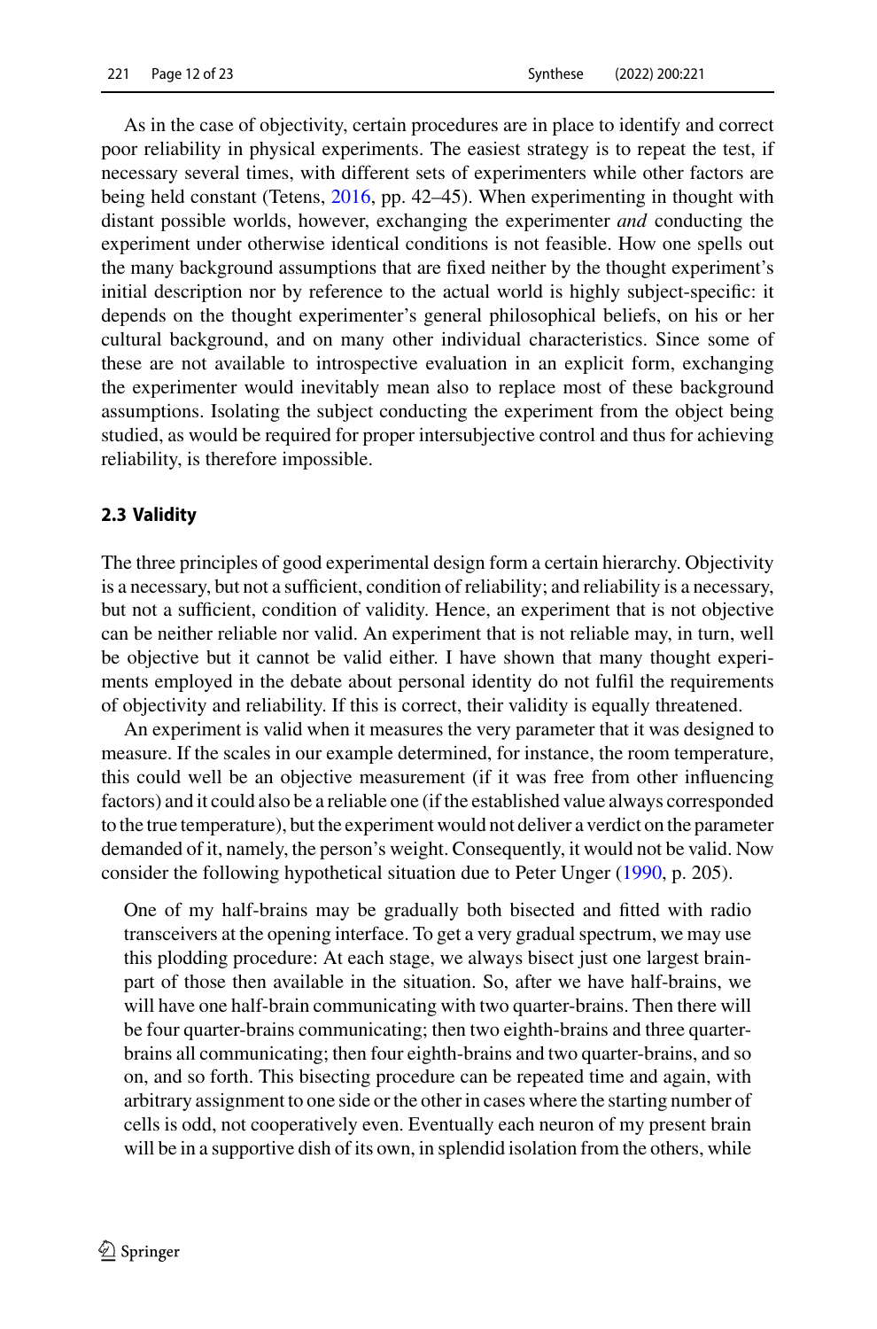As in the case of objectivity, certain procedures are in place to identify and correct poor reliability in physical experiments. The easiest strategy is to repeat the test, if necessary several times, with different sets of experimenters while other factors are being held constant (Tetens, 2016, pp. 42–45). When experimenting in thought with distant possible worlds, however, exchanging the experimenter *and* conducting the experiment under otherwise identical conditions is not feasible. How one spells out the many background assumptions that are fixed neither by the thought experiment's initial description nor by reference to the actual world is highly subject-specific: it depends on the thought experimenter's general philosophical beliefs, on his or her cultural background, and on many other individual characteristics. Since some of these are not available to introspective evaluation in an explicit form, exchanging the experimenter would inevitably mean also to replace most of these background assumptions. Isolating the subject conducting the experiment from the object being studied, as would be required for proper intersubjective control and thus for achieving reliability, is therefore impossible.

### 2.3 Validity

The three principles of good experimental design form a certain hierarchy. Objectivity is a necessary, but not a sufficient, condition of reliability; and reliability is a necessary, but not a sufficient, condition of validity. Hence, an experiment that is not objective can be neither reliable nor valid. An experiment that is not reliable may, in turn, well be objective but it cannot be valid either. I have shown that many thought experiments employed in the debate about personal identity do not fulfil the requirements of objectivity and reliability. If this is correct, their validity is equally threatened.

An experiment is valid when it measures the very parameter that it was designed to measure. If the scales in our example determined, for instance, the room temperature, this could well be an objective measurement (if it was free from other influencing factors) and it could also be a reliable one (if the established value always corresponded to the true temperature), but the experiment would not deliver a verdict on the parameter demanded of it, namely, the person's weight. Consequently, it would not be valid. Now consider the following hypothetical situation due to Peter Unger (1990, p. 205).

> One of my half-brains may be gradually both bisected and fitted with radio transceivers at the opening interface. To get a very gradual spectrum, we may use this plodding procedure: At each stage, we always bisect just one largest brain-part of those then available in the situation. So, after we have half-brains, we will have one half-brain communicating with two quarter-brains. Then there will be four quarter-brains communicating; then two eighth-brains and three quarter-brains all communicating; then four eighth-brains and two quarter-brains, and so on, and so forth. This bisecting procedure can be repeated time and again, with arbitrary assignment to one side or the other in cases where the starting number of cells is odd, not cooperatively even. Eventually each neuron of my present brain will be in a supportive dish of its own, in splendid isolation from the others, while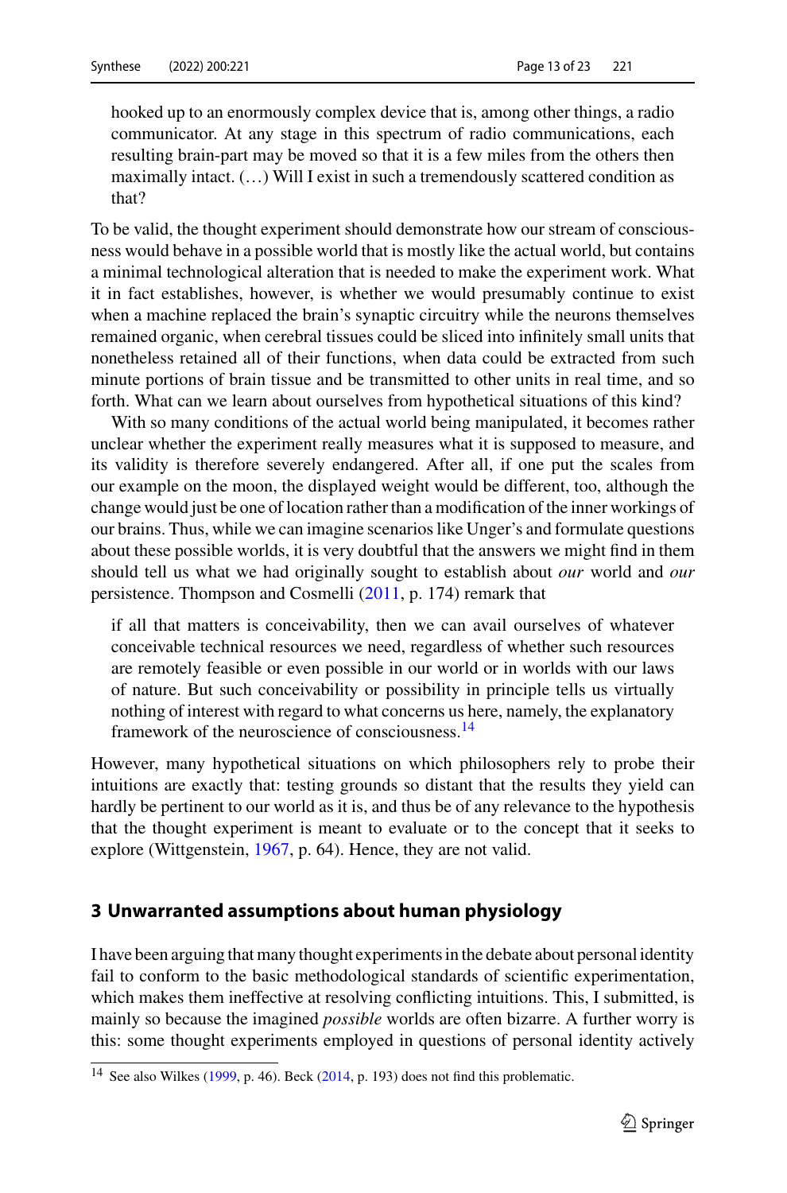> hooked up to an enormously complex device that is, among other things, a radio communicator. At any stage in this spectrum of radio communications, each resulting brain-part may be moved so that it is a few miles from the others then maximally intact. (…) Will I exist in such a tremendously scattered condition as that?

To be valid, the thought experiment should demonstrate how our stream of consciousness would behave in a possible world that is mostly like the actual world, but contains a minimal technological alteration that is needed to make the experiment work. What it in fact establishes, however, is whether we would presumably continue to exist when a machine replaced the brain's synaptic circuitry while the neurons themselves remained organic, when cerebral tissues could be sliced into infinitely small units that nonetheless retained all of their functions, when data could be extracted from such minute portions of brain tissue and be transmitted to other units in real time, and so forth. What can we learn about ourselves from hypothetical situations of this kind?

With so many conditions of the actual world being manipulated, it becomes rather unclear whether the experiment really measures what it is supposed to measure, and its validity is therefore severely endangered. After all, if one put the scales from our example on the moon, the displayed weight would be different, too, although the change would just be one of location rather than a modification of the inner workings of our brains. Thus, while we can imagine scenarios like Unger's and formulate questions about these possible worlds, it is very doubtful that the answers we might find in them should tell us what we had originally sought to establish about *our* world and *our* persistence. Thompson and Cosmelli (2011, p. 174) remark that

> if all that matters is conceivability, then we can avail ourselves of whatever conceivable technical resources we need, regardless of whether such resources are remotely feasible or even possible in our world or in worlds with our laws of nature. But such conceivability or possibility in principle tells us virtually nothing of interest with regard to what concerns us here, namely, the explanatory framework of the neuroscience of consciousness.[14]

However, many hypothetical situations on which philosophers rely to probe their intuitions are exactly that: testing grounds so distant that the results they yield can hardly be pertinent to our world as it is, and thus be of any relevance to the hypothesis that the thought experiment is meant to evaluate or to the concept that it seeks to explore (Wittgenstein, 1967, p. 64). Hence, they are not valid.

## 3 Unwarranted assumptions about human physiology

I have been arguing that many thought experiments in the debate about personal identity fail to conform to the basic methodological standards of scientific experimentation, which makes them ineffective at resolving conflicting intuitions. This, I submitted, is mainly so because the imagined *possible* worlds are often bizarre. A further worry is this: some thought experiments employed in questions of personal identity actively

[14] See also Wilkes (1999, p. 46). Beck (2014, p. 193) does not find this problematic.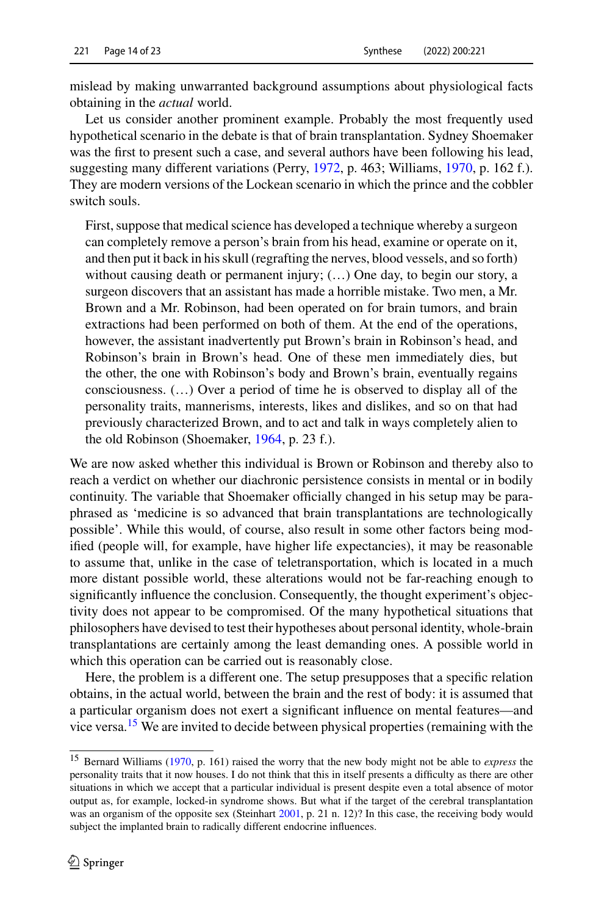mislead by making unwarranted background assumptions about physiological facts obtaining in the *actual* world.

Let us consider another prominent example. Probably the most frequently used hypothetical scenario in the debate is that of brain transplantation. Sydney Shoemaker was the first to present such a case, and several authors have been following his lead, suggesting many different variations (Perry, 1972, p. 463; Williams, 1970, p. 162 f.). They are modern versions of the Lockean scenario in which the prince and the cobbler switch souls.

> First, suppose that medical science has developed a technique whereby a surgeon can completely remove a person's brain from his head, examine or operate on it, and then put it back in his skull (regrafting the nerves, blood vessels, and so forth) without causing death or permanent injury; (…) One day, to begin our story, a surgeon discovers that an assistant has made a horrible mistake. Two men, a Mr. Brown and a Mr. Robinson, had been operated on for brain tumors, and brain extractions had been performed on both of them. At the end of the operations, however, the assistant inadvertently put Brown's brain in Robinson's head, and Robinson's brain in Brown's head. One of these men immediately dies, but the other, the one with Robinson's body and Brown's brain, eventually regains consciousness. (…) Over a period of time he is observed to display all of the personality traits, mannerisms, interests, likes and dislikes, and so on that had previously characterized Brown, and to act and talk in ways completely alien to the old Robinson (Shoemaker, 1964, p. 23 f.).

We are now asked whether this individual is Brown or Robinson and thereby also to reach a verdict on whether our diachronic persistence consists in mental or in bodily continuity. The variable that Shoemaker officially changed in his setup may be paraphrased as 'medicine is so advanced that brain transplantations are technologically possible'. While this would, of course, also result in some other factors being modified (people will, for example, have higher life expectancies), it may be reasonable to assume that, unlike in the case of teletransportation, which is located in a much more distant possible world, these alterations would not be far-reaching enough to significantly influence the conclusion. Consequently, the thought experiment's objectivity does not appear to be compromised. Of the many hypothetical situations that philosophers have devised to test their hypotheses about personal identity, whole-brain transplantations are certainly among the least demanding ones. A possible world in which this operation can be carried out is reasonably close.

Here, the problem is a different one. The setup presupposes that a specific relation obtains, in the actual world, between the brain and the rest of body: it is assumed that a particular organism does not exert a significant influence on mental features—and vice versa.[15] We are invited to decide between physical properties (remaining with the

---

[15] Bernard Williams (1970, p. 161) raised the worry that the new body might not be able to *express* the personality traits that it now houses. I do not think that this in itself presents a difficulty as there are other situations in which we accept that a particular individual is present despite even a total absence of motor output as, for example, locked-in syndrome shows. But what if the target of the cerebral transplantation was an organism of the opposite sex (Steinhart 2001, p. 21 n. 12)? In this case, the receiving body would subject the implanted brain to radically different endocrine influences.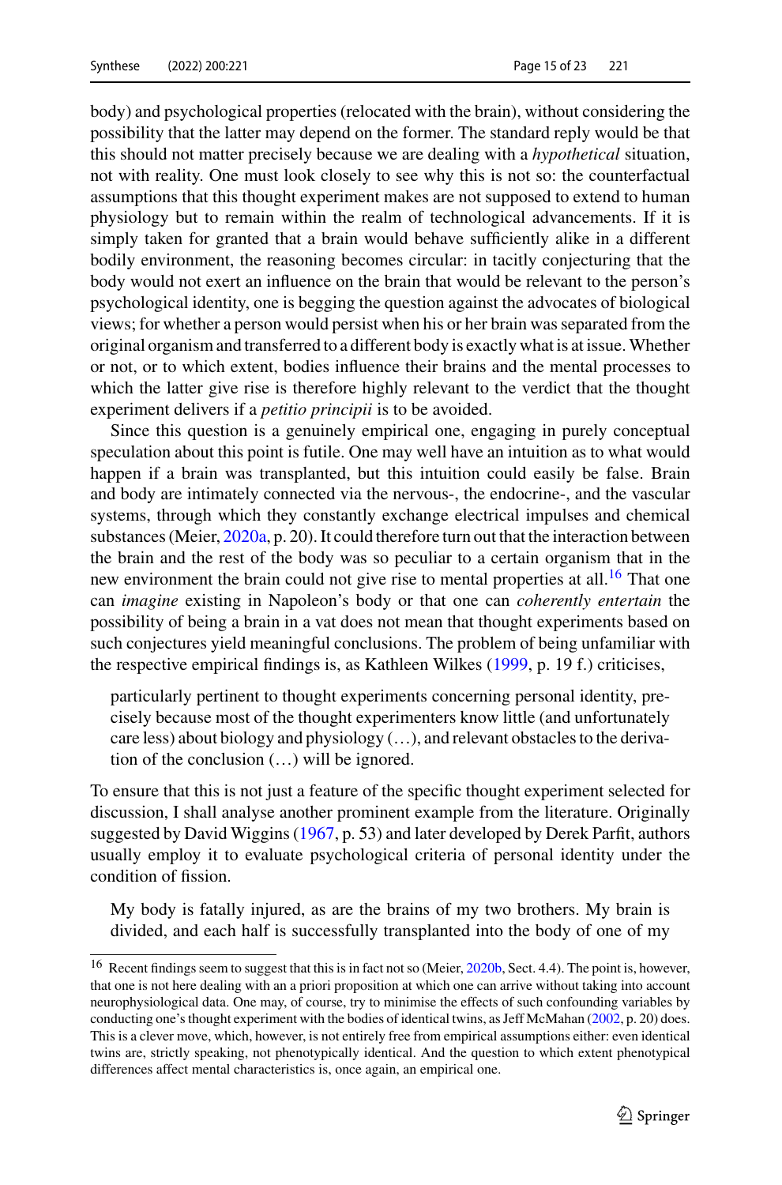body) and psychological properties (relocated with the brain), without considering the possibility that the latter may depend on the former. The standard reply would be that this should not matter precisely because we are dealing with a *hypothetical* situation, not with reality. One must look closely to see why this is not so: the counterfactual assumptions that this thought experiment makes are not supposed to extend to human physiology but to remain within the realm of technological advancements. If it is simply taken for granted that a brain would behave sufficiently alike in a different bodily environment, the reasoning becomes circular: in tacitly conjecturing that the body would not exert an influence on the brain that would be relevant to the person's psychological identity, one is begging the question against the advocates of biological views; for whether a person would persist when his or her brain was separated from the original organism and transferred to a different body is exactly what is at issue. Whether or not, or to which extent, bodies influence their brains and the mental processes to which the latter give rise is therefore highly relevant to the verdict that the thought experiment delivers if a *petitio principii* is to be avoided.

Since this question is a genuinely empirical one, engaging in purely conceptual speculation about this point is futile. One may well have an intuition as to what would happen if a brain was transplanted, but this intuition could easily be false. Brain and body are intimately connected via the nervous-, the endocrine-, and the vascular systems, through which they constantly exchange electrical impulses and chemical substances (Meier, 2020a, p. 20). It could therefore turn out that the interaction between the brain and the rest of the body was so peculiar to a certain organism that in the new environment the brain could not give rise to mental properties at all.[16] That one can *imagine* existing in Napoleon's body or that one can *coherently entertain* the possibility of being a brain in a vat does not mean that thought experiments based on such conjectures yield meaningful conclusions. The problem of being unfamiliar with the respective empirical findings is, as Kathleen Wilkes (1999, p. 19 f.) criticises,

> particularly pertinent to thought experiments concerning personal identity, precisely because most of the thought experimenters know little (and unfortunately care less) about biology and physiology (…), and relevant obstacles to the derivation of the conclusion (…) will be ignored.

To ensure that this is not just a feature of the specific thought experiment selected for discussion, I shall analyse another prominent example from the literature. Originally suggested by David Wiggins (1967, p. 53) and later developed by Derek Parfit, authors usually employ it to evaluate psychological criteria of personal identity under the condition of fission.

> My body is fatally injured, as are the brains of my two brothers. My brain is divided, and each half is successfully transplanted into the body of one of my

---

[16] Recent findings seem to suggest that this is in fact not so (Meier, 2020b, Sect. 4.4). The point is, however, that one is not here dealing with an a priori proposition at which one can arrive without taking into account neurophysiological data. One may, of course, try to minimise the effects of such confounding variables by conducting one's thought experiment with the bodies of identical twins, as Jeff McMahan (2002, p. 20) does. This is a clever move, which, however, is not entirely free from empirical assumptions either: even identical twins are, strictly speaking, not phenotypically identical. And the question to which extent phenotypical differences affect mental characteristics is, once again, an empirical one.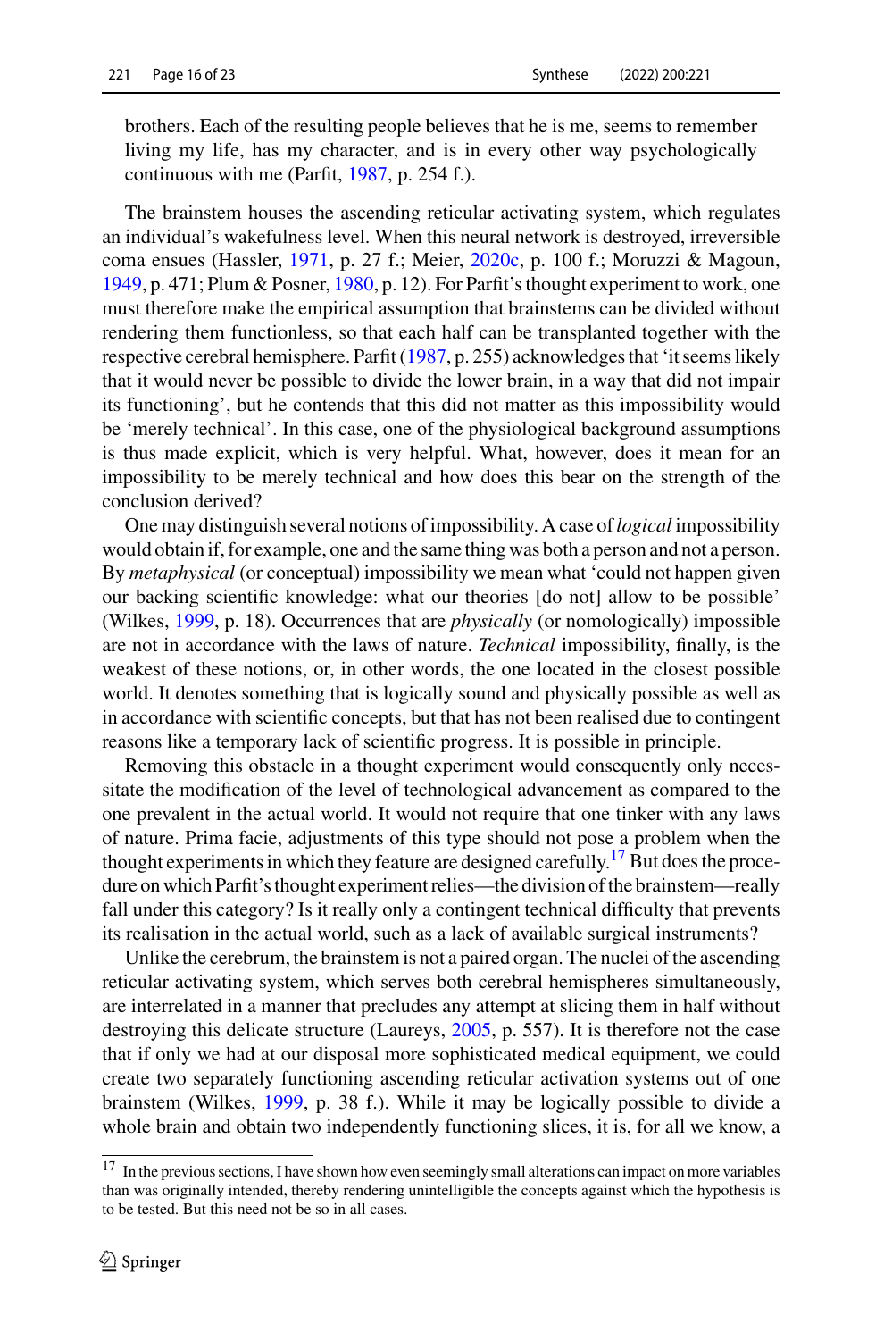brothers. Each of the resulting people believes that he is me, seems to remember living my life, has my character, and is in every other way psychologically continuous with me (Parfit, 1987, p. 254 f.).

The brainstem houses the ascending reticular activating system, which regulates an individual's wakefulness level. When this neural network is destroyed, irreversible coma ensues (Hassler, 1971, p. 27 f.; Meier, 2020c, p. 100 f.; Moruzzi & Magoun, 1949, p. 471; Plum & Posner, 1980, p. 12). For Parfit's thought experiment to work, one must therefore make the empirical assumption that brainstems can be divided without rendering them functionless, so that each half can be transplanted together with the respective cerebral hemisphere. Parfit (1987, p. 255) acknowledges that 'it seems likely that it would never be possible to divide the lower brain, in a way that did not impair its functioning', but he contends that this did not matter as this impossibility would be 'merely technical'. In this case, one of the physiological background assumptions is thus made explicit, which is very helpful. What, however, does it mean for an impossibility to be merely technical and how does this bear on the strength of the conclusion derived?

One may distinguish several notions of impossibility. A case of *logical* impossibility would obtain if, for example, one and the same thing was both a person and not a person. By *metaphysical* (or conceptual) impossibility we mean what 'could not happen given our backing scientific knowledge: what our theories [do not] allow to be possible' (Wilkes, 1999, p. 18). Occurrences that are *physically* (or nomologically) impossible are not in accordance with the laws of nature. *Technical* impossibility, finally, is the weakest of these notions, or, in other words, the one located in the closest possible world. It denotes something that is logically sound and physically possible as well as in accordance with scientific concepts, but that has not been realised due to contingent reasons like a temporary lack of scientific progress. It is possible in principle.

Removing this obstacle in a thought experiment would consequently only necessitate the modification of the level of technological advancement as compared to the one prevalent in the actual world. It would not require that one tinker with any laws of nature. Prima facie, adjustments of this type should not pose a problem when the thought experiments in which they feature are designed carefully.[17] But does the procedure on which Parfit's thought experiment relies—the division of the brainstem—really fall under this category? Is it really only a contingent technical difficulty that prevents its realisation in the actual world, such as a lack of available surgical instruments?

Unlike the cerebrum, the brainstem is not a paired organ. The nuclei of the ascending reticular activating system, which serves both cerebral hemispheres simultaneously, are interrelated in a manner that precludes any attempt at slicing them in half without destroying this delicate structure (Laureys, 2005, p. 557). It is therefore not the case that if only we had at our disposal more sophisticated medical equipment, we could create two separately functioning ascending reticular activation systems out of one brainstem (Wilkes, 1999, p. 38 f.). While it may be logically possible to divide a whole brain and obtain two independently functioning slices, it is, for all we know, a

[17] In the previous sections, I have shown how even seemingly small alterations can impact on more variables than was originally intended, thereby rendering unintelligible the concepts against which the hypothesis is to be tested. But this need not be so in all cases.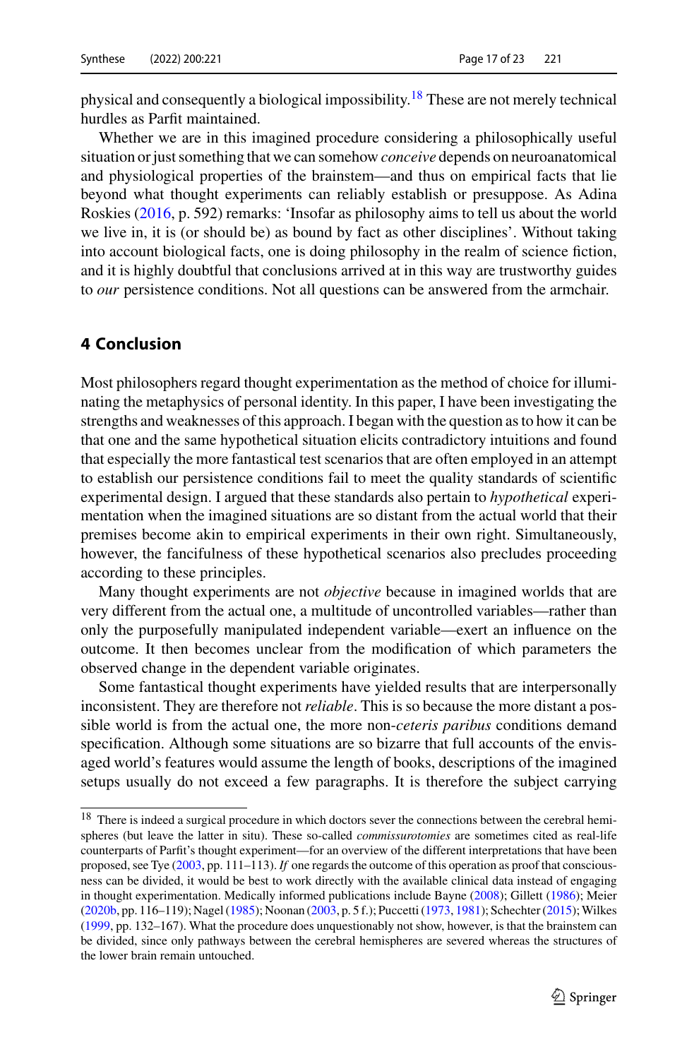physical and consequently a biological impossibility.[18] These are not merely technical hurdles as Parfit maintained.

Whether we are in this imagined procedure considering a philosophically useful situation or just something that we can somehow *conceive* depends on neuroanatomical and physiological properties of the brainstem—and thus on empirical facts that lie beyond what thought experiments can reliably establish or presuppose. As Adina Roskies (2016, p. 592) remarks: 'Insofar as philosophy aims to tell us about the world we live in, it is (or should be) as bound by fact as other disciplines'. Without taking into account biological facts, one is doing philosophy in the realm of science fiction, and it is highly doubtful that conclusions arrived at in this way are trustworthy guides to *our* persistence conditions. Not all questions can be answered from the armchair.

## 4 Conclusion

Most philosophers regard thought experimentation as the method of choice for illuminating the metaphysics of personal identity. In this paper, I have been investigating the strengths and weaknesses of this approach. I began with the question as to how it can be that one and the same hypothetical situation elicits contradictory intuitions and found that especially the more fantastical test scenarios that are often employed in an attempt to establish our persistence conditions fail to meet the quality standards of scientific experimental design. I argued that these standards also pertain to *hypothetical* experimentation when the imagined situations are so distant from the actual world that their premises become akin to empirical experiments in their own right. Simultaneously, however, the fancifulness of these hypothetical scenarios also precludes proceeding according to these principles.

Many thought experiments are not *objective* because in imagined worlds that are very different from the actual one, a multitude of uncontrolled variables—rather than only the purposefully manipulated independent variable—exert an influence on the outcome. It then becomes unclear from the modification of which parameters the observed change in the dependent variable originates.

Some fantastical thought experiments have yielded results that are interpersonally inconsistent. They are therefore not *reliable*. This is so because the more distant a possible world is from the actual one, the more non-*ceteris paribus* conditions demand specification. Although some situations are so bizarre that full accounts of the envisaged world's features would assume the length of books, descriptions of the imagined setups usually do not exceed a few paragraphs. It is therefore the subject carrying

---

[18] There is indeed a surgical procedure in which doctors sever the connections between the cerebral hemispheres (but leave the latter in situ). These so-called *commissurotomies* are sometimes cited as real-life counterparts of Parfit's thought experiment—for an overview of the different interpretations that have been proposed, see Tye (2003, pp. 111–113). *If* one regards the outcome of this operation as proof that consciousness can be divided, it would be best to work directly with the available clinical data instead of engaging in thought experimentation. Medically informed publications include Bayne (2008); Gillett (1986); Meier (2020b, pp. 116–119); Nagel (1985); Noonan (2003, p. 5 f.); Puccetti (1973, 1981); Schechter (2015); Wilkes (1999, pp. 132–167). What the procedure does unquestionably not show, however, is that the brainstem can be divided, since only pathways between the cerebral hemispheres are severed whereas the structures of the lower brain remain untouched.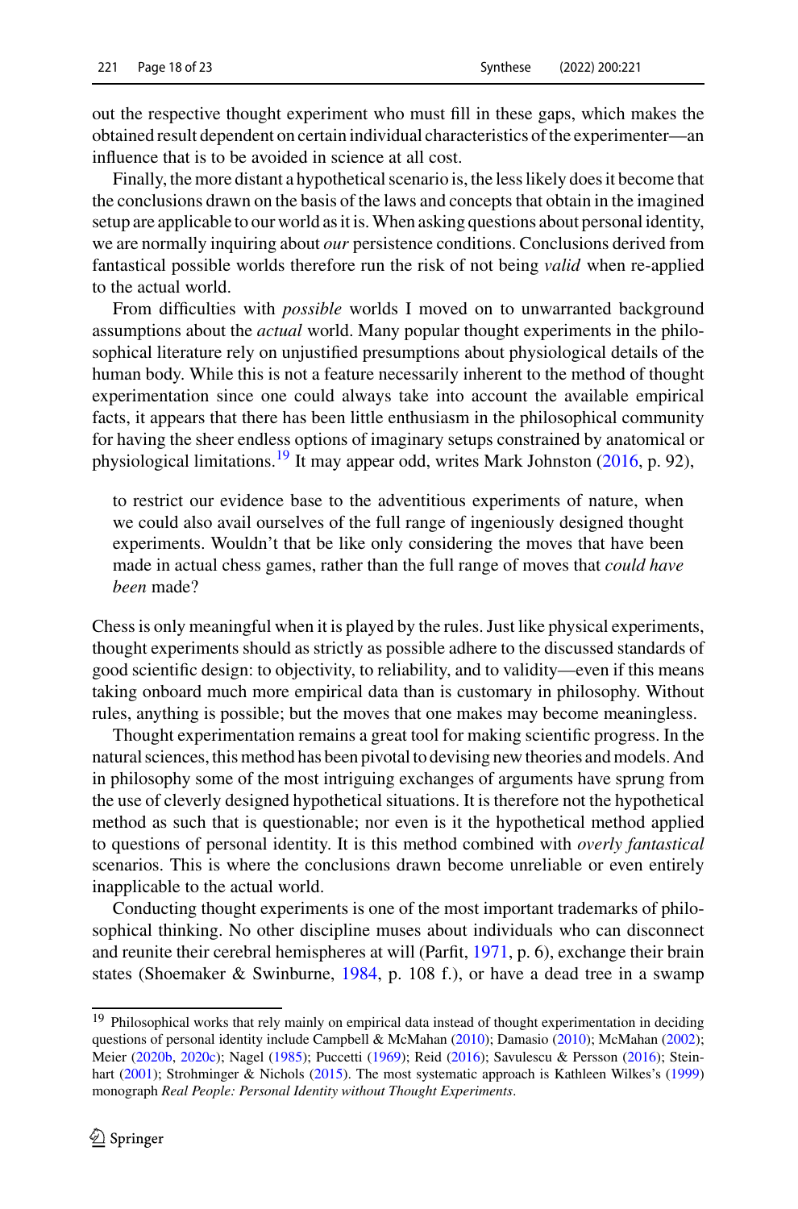out the respective thought experiment who must fill in these gaps, which makes the obtained result dependent on certain individual characteristics of the experimenter—an influence that is to be avoided in science at all cost.

Finally, the more distant a hypothetical scenario is, the less likely does it become that the conclusions drawn on the basis of the laws and concepts that obtain in the imagined setup are applicable to our world as it is. When asking questions about personal identity, we are normally inquiring about *our* persistence conditions. Conclusions derived from fantastical possible worlds therefore run the risk of not being *valid* when re-applied to the actual world.

From difficulties with *possible* worlds I moved on to unwarranted background assumptions about the *actual* world. Many popular thought experiments in the philosophical literature rely on unjustified presumptions about physiological details of the human body. While this is not a feature necessarily inherent to the method of thought experimentation since one could always take into account the available empirical facts, it appears that there has been little enthusiasm in the philosophical community for having the sheer endless options of imaginary setups constrained by anatomical or physiological limitations.[19] It may appear odd, writes Mark Johnston (2016, p. 92),

> to restrict our evidence base to the adventitious experiments of nature, when we could also avail ourselves of the full range of ingeniously designed thought experiments. Wouldn't that be like only considering the moves that have been made in actual chess games, rather than the full range of moves that *could have been* made?

Chess is only meaningful when it is played by the rules. Just like physical experiments, thought experiments should as strictly as possible adhere to the discussed standards of good scientific design: to objectivity, to reliability, and to validity—even if this means taking onboard much more empirical data than is customary in philosophy. Without rules, anything is possible; but the moves that one makes may become meaningless.

Thought experimentation remains a great tool for making scientific progress. In the natural sciences, this method has been pivotal to devising new theories and models. And in philosophy some of the most intriguing exchanges of arguments have sprung from the use of cleverly designed hypothetical situations. It is therefore not the hypothetical method as such that is questionable; nor even is it the hypothetical method applied to questions of personal identity. It is this method combined with *overly fantastical* scenarios. This is where the conclusions drawn become unreliable or even entirely inapplicable to the actual world.

Conducting thought experiments is one of the most important trademarks of philosophical thinking. No other discipline muses about individuals who can disconnect and reunite their cerebral hemispheres at will (Parfit, 1971, p. 6), exchange their brain states (Shoemaker & Swinburne, 1984, p. 108 f.), or have a dead tree in a swamp

---

[19] Philosophical works that rely mainly on empirical data instead of thought experimentation in deciding questions of personal identity include Campbell & McMahan (2010); Damasio (2010); McMahan (2002); Meier (2020b, 2020c); Nagel (1985); Puccetti (1969); Reid (2016); Savulescu & Persson (2016); Steinhart (2001); Strohminger & Nichols (2015). The most systematic approach is Kathleen Wilkes's (1999) monograph *Real People: Personal Identity without Thought Experiments*.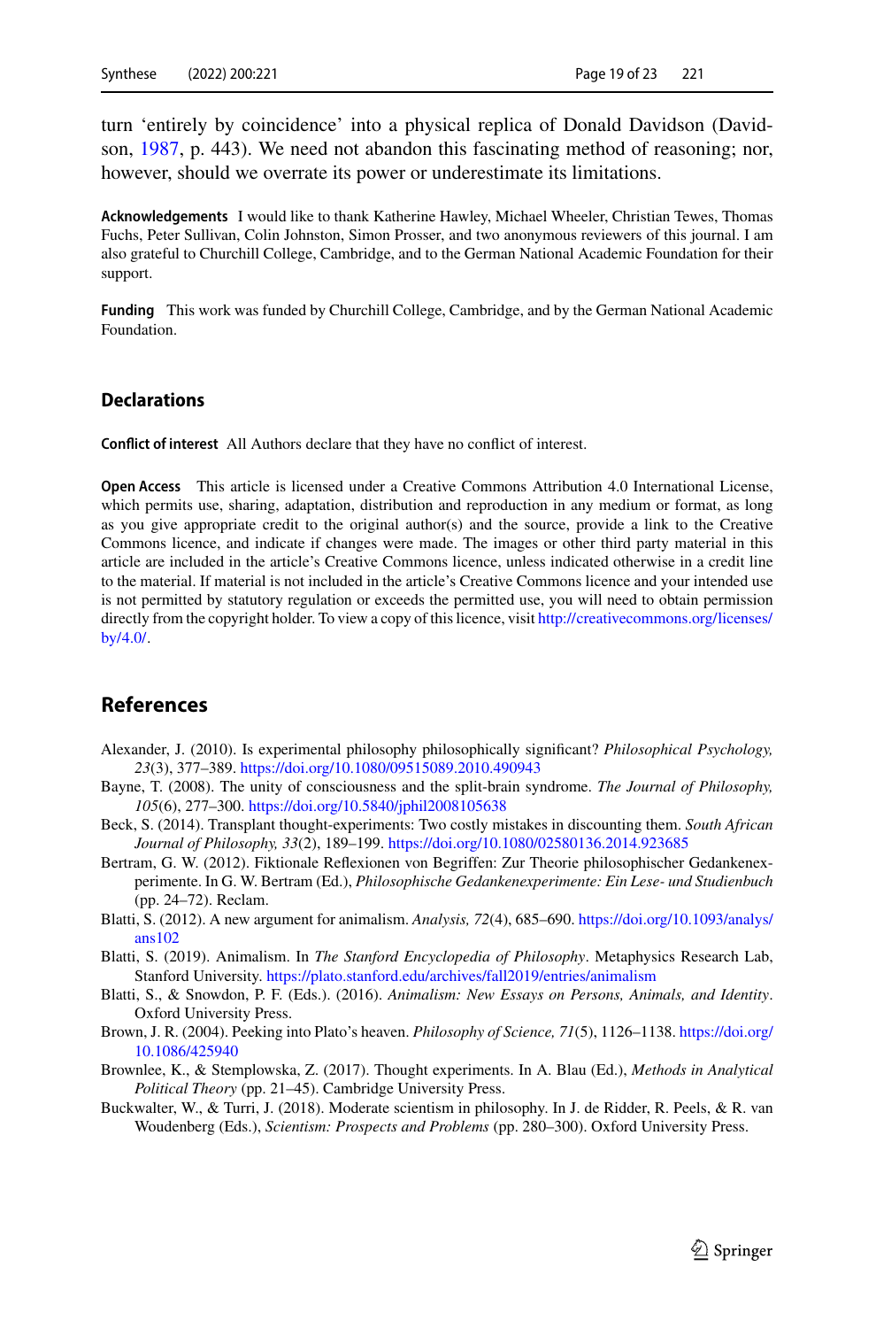turn 'entirely by coincidence' into a physical replica of Donald Davidson (Davidson, 1987, p. 443). We need not abandon this fascinating method of reasoning; nor, however, should we overrate its power or underestimate its limitations.

**Acknowledgements** I would like to thank Katherine Hawley, Michael Wheeler, Christian Tewes, Thomas Fuchs, Peter Sullivan, Colin Johnston, Simon Prosser, and two anonymous reviewers of this journal. I am also grateful to Churchill College, Cambridge, and to the German National Academic Foundation for their support.

**Funding** This work was funded by Churchill College, Cambridge, and by the German National Academic Foundation.

## Declarations

**Conflict of interest** All Authors declare that they have no conflict of interest.

**Open Access** This article is licensed under a Creative Commons Attribution 4.0 International License, which permits use, sharing, adaptation, distribution and reproduction in any medium or format, as long as you give appropriate credit to the original author(s) and the source, provide a link to the Creative Commons licence, and indicate if changes were made. The images or other third party material in this article are included in the article's Creative Commons licence, unless indicated otherwise in a credit line to the material. If material is not included in the article's Creative Commons licence and your intended use is not permitted by statutory regulation or exceeds the permitted use, you will need to obtain permission directly from the copyright holder. To view a copy of this licence, visit http://creativecommons.org/licenses/by/4.0/.

## References

Alexander, J. (2010). Is experimental philosophy philosophically significant? *Philosophical Psychology, 23*(3), 377–389. https://doi.org/10.1080/09515089.2010.490943

Bayne, T. (2008). The unity of consciousness and the split-brain syndrome. *The Journal of Philosophy, 105*(6), 277–300. https://doi.org/10.5840/jphil2008105638

Beck, S. (2014). Transplant thought-experiments: Two costly mistakes in discounting them. *South African Journal of Philosophy, 33*(2), 189–199. https://doi.org/10.1080/02580136.2014.923685

Bertram, G. W. (2012). Fiktionale Reflexionen von Begriffen: Zur Theorie philosophischer Gedankenexperimente. In G. W. Bertram (Ed.), *Philosophische Gedankenexperimente: Ein Lese- und Studienbuch* (pp. 24–72). Reclam.

Blatti, S. (2012). A new argument for animalism. *Analysis, 72*(4), 685–690. https://doi.org/10.1093/analys/ans102

Blatti, S. (2019). Animalism. In *The Stanford Encyclopedia of Philosophy*. Metaphysics Research Lab, Stanford University. https://plato.stanford.edu/archives/fall2019/entries/animalism

Blatti, S., & Snowdon, P. F. (Eds.). (2016). *Animalism: New Essays on Persons, Animals, and Identity*. Oxford University Press.

Brown, J. R. (2004). Peeking into Plato's heaven. *Philosophy of Science, 71*(5), 1126–1138. https://doi.org/10.1086/425940

Brownlee, K., & Stemplowska, Z. (2017). Thought experiments. In A. Blau (Ed.), *Methods in Analytical Political Theory* (pp. 21–45). Cambridge University Press.

Buckwalter, W., & Turri, J. (2018). Moderate scientism in philosophy. In J. de Ridder, R. Peels, & R. van Woudenberg (Eds.), *Scientism: Prospects and Problems* (pp. 280–300). Oxford University Press.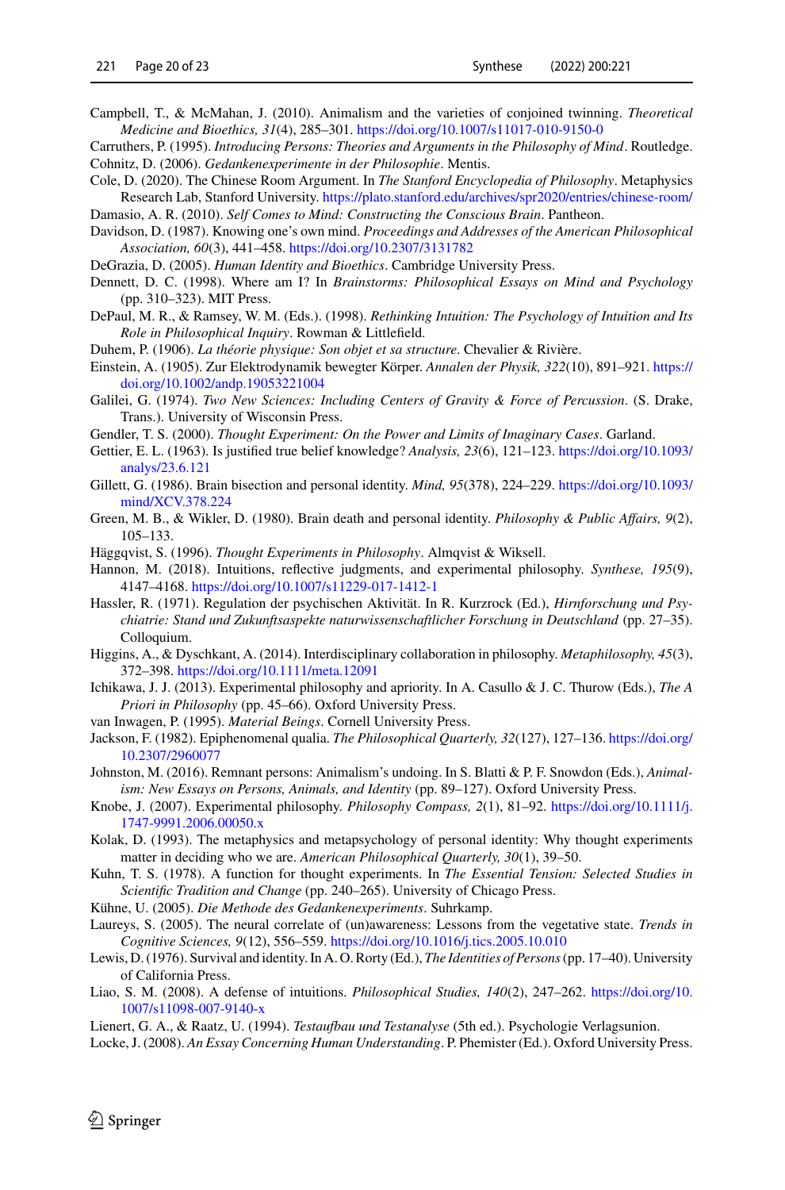Campbell, T., & McMahan, J. (2010). Animalism and the varieties of conjoined twinning. *Theoretical Medicine and Bioethics, 31*(4), 285–301. https://doi.org/10.1007/s11017-010-9150-0

Carruthers, P. (1995). *Introducing Persons: Theories and Arguments in the Philosophy of Mind*. Routledge.

Cohnitz, D. (2006). *Gedankenexperimente in der Philosophie*. Mentis.

Cole, D. (2020). The Chinese Room Argument. In *The Stanford Encyclopedia of Philosophy*. Metaphysics Research Lab, Stanford University. https://plato.stanford.edu/archives/spr2020/entries/chinese-room/

Damasio, A. R. (2010). *Self Comes to Mind: Constructing the Conscious Brain*. Pantheon.

Davidson, D. (1987). Knowing one's own mind. *Proceedings and Addresses of the American Philosophical Association, 60*(3), 441–458. https://doi.org/10.2307/3131782

DeGrazia, D. (2005). *Human Identity and Bioethics*. Cambridge University Press.

Dennett, D. C. (1998). Where am I? In *Brainstorms: Philosophical Essays on Mind and Psychology* (pp. 310–323). MIT Press.

DePaul, M. R., & Ramsey, W. M. (Eds.). (1998). *Rethinking Intuition: The Psychology of Intuition and Its Role in Philosophical Inquiry*. Rowman & Littlefield.

Duhem, P. (1906). *La théorie physique: Son objet et sa structure*. Chevalier & Rivière.

Einstein, A. (1905). Zur Elektrodynamik bewegter Körper. *Annalen der Physik, 322*(10), 891–921. https://doi.org/10.1002/andp.19053221004

Galilei, G. (1974). *Two New Sciences: Including Centers of Gravity & Force of Percussion*. (S. Drake, Trans.). University of Wisconsin Press.

Gendler, T. S. (2000). *Thought Experiment: On the Power and Limits of Imaginary Cases*. Garland.

Gettier, E. L. (1963). Is justified true belief knowledge? *Analysis, 23*(6), 121–123. https://doi.org/10.1093/analys/23.6.121

Gillett, G. (1986). Brain bisection and personal identity. *Mind, 95*(378), 224–229. https://doi.org/10.1093/mind/XCV.378.224

Green, M. B., & Wikler, D. (1980). Brain death and personal identity. *Philosophy & Public Affairs, 9*(2), 105–133.

Häggqvist, S. (1996). *Thought Experiments in Philosophy*. Almqvist & Wiksell.

Hannon, M. (2018). Intuitions, reflective judgments, and experimental philosophy. *Synthese, 195*(9), 4147–4168. https://doi.org/10.1007/s11229-017-1412-1

Hassler, R. (1971). Regulation der psychischen Aktivität. In R. Kurzrock (Ed.), *Hirnforschung und Psychiatrie: Stand und Zukunftsaspekte naturwissenschaftlicher Forschung in Deutschland* (pp. 27–35). Colloquium.

Higgins, A., & Dyschkant, A. (2014). Interdisciplinary collaboration in philosophy. *Metaphilosophy, 45*(3), 372–398. https://doi.org/10.1111/meta.12091

Ichikawa, J. J. (2013). Experimental philosophy and apriority. In A. Casullo & J. C. Thurow (Eds.), *The A Priori in Philosophy* (pp. 45–66). Oxford University Press.

van Inwagen, P. (1995). *Material Beings*. Cornell University Press.

Jackson, F. (1982). Epiphenomenal qualia. *The Philosophical Quarterly, 32*(127), 127–136. https://doi.org/10.2307/2960077

Johnston, M. (2016). Remnant persons: Animalism's undoing. In S. Blatti & P. F. Snowdon (Eds.), *Animalism: New Essays on Persons, Animals, and Identity* (pp. 89–127). Oxford University Press.

Knobe, J. (2007). Experimental philosophy. *Philosophy Compass, 2*(1), 81–92. https://doi.org/10.1111/j.1747-9991.2006.00050.x

Kolak, D. (1993). The metaphysics and metapsychology of personal identity: Why thought experiments matter in deciding who we are. *American Philosophical Quarterly, 30*(1), 39–50.

Kuhn, T. S. (1978). A function for thought experiments. In *The Essential Tension: Selected Studies in Scientific Tradition and Change* (pp. 240–265). University of Chicago Press.

Kühne, U. (2005). *Die Methode des Gedankenexperiments*. Suhrkamp.

Laureys, S. (2005). The neural correlate of (un)awareness: Lessons from the vegetative state. *Trends in Cognitive Sciences, 9*(12), 556–559. https://doi.org/10.1016/j.tics.2005.10.010

Lewis, D. (1976). Survival and identity. In A. O. Rorty (Ed.), *The Identities of Persons* (pp. 17–40). University of California Press.

Liao, S. M. (2008). A defense of intuitions. *Philosophical Studies, 140*(2), 247–262. https://doi.org/10.1007/s11098-007-9140-x

Lienert, G. A., & Raatz, U. (1994). *Testaufbau und Testanalyse* (5th ed.). Psychologie Verlagsunion.

Locke, J. (2008). *An Essay Concerning Human Understanding*. P. Phemister (Ed.). Oxford University Press.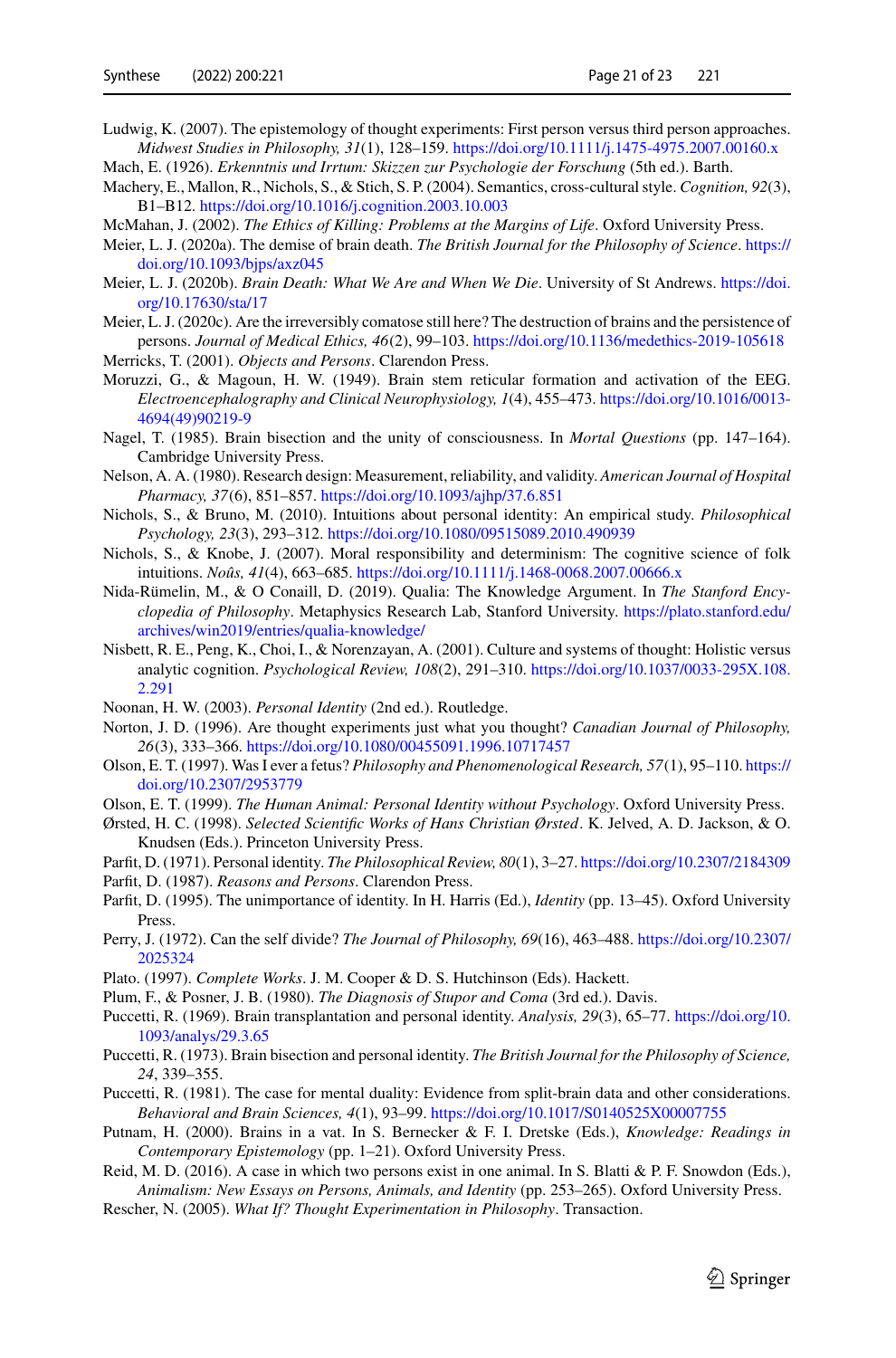Ludwig, K. (2007). The epistemology of thought experiments: First person versus third person approaches. *Midwest Studies in Philosophy, 31*(1), 128–159. https://doi.org/10.1111/j.1475-4975.2007.00160.x

Mach, E. (1926). *Erkenntnis und Irrtum: Skizzen zur Psychologie der Forschung* (5th ed.). Barth.

Machery, E., Mallon, R., Nichols, S., & Stich, S. P. (2004). Semantics, cross-cultural style. *Cognition, 92*(3), B1–B12. https://doi.org/10.1016/j.cognition.2003.10.003

McMahan, J. (2002). *The Ethics of Killing: Problems at the Margins of Life*. Oxford University Press.

Meier, L. J. (2020a). The demise of brain death. *The British Journal for the Philosophy of Science*. https://doi.org/10.1093/bjps/axz045

Meier, L. J. (2020b). *Brain Death: What We Are and When We Die*. University of St Andrews. https://doi.org/10.17630/sta/17

Meier, L. J. (2020c). Are the irreversibly comatose still here? The destruction of brains and the persistence of persons. *Journal of Medical Ethics, 46*(2), 99–103. https://doi.org/10.1136/medethics-2019-105618

Merricks, T. (2001). *Objects and Persons*. Clarendon Press.

Moruzzi, G., & Magoun, H. W. (1949). Brain stem reticular formation and activation of the EEG. *Electroencephalography and Clinical Neurophysiology, 1*(4), 455–473. https://doi.org/10.1016/0013-4694(49)90219-9

Nagel, T. (1985). Brain bisection and the unity of consciousness. In *Mortal Questions* (pp. 147–164). Cambridge University Press.

Nelson, A. A. (1980). Research design: Measurement, reliability, and validity. *American Journal of Hospital Pharmacy, 37*(6), 851–857. https://doi.org/10.1093/ajhp/37.6.851

Nichols, S., & Bruno, M. (2010). Intuitions about personal identity: An empirical study. *Philosophical Psychology, 23*(3), 293–312. https://doi.org/10.1080/09515089.2010.490939

Nichols, S., & Knobe, J. (2007). Moral responsibility and determinism: The cognitive science of folk intuitions. *Noûs, 41*(4), 663–685. https://doi.org/10.1111/j.1468-0068.2007.00666.x

Nida-Rümelin, M., & O Conaill, D. (2019). Qualia: The Knowledge Argument. In *The Stanford Encyclopedia of Philosophy*. Metaphysics Research Lab, Stanford University. https://plato.stanford.edu/archives/win2019/entries/qualia-knowledge/

Nisbett, R. E., Peng, K., Choi, I., & Norenzayan, A. (2001). Culture and systems of thought: Holistic versus analytic cognition. *Psychological Review, 108*(2), 291–310. https://doi.org/10.1037/0033-295X.108.2.291

Noonan, H. W. (2003). *Personal Identity* (2nd ed.). Routledge.

Norton, J. D. (1996). Are thought experiments just what you thought? *Canadian Journal of Philosophy, 26*(3), 333–366. https://doi.org/10.1080/00455091.1996.10717457

Olson, E. T. (1997). Was I ever a fetus? *Philosophy and Phenomenological Research, 57*(1), 95–110. https://doi.org/10.2307/2953779

Olson, E. T. (1999). *The Human Animal: Personal Identity without Psychology*. Oxford University Press.

Ørsted, H. C. (1998). *Selected Scientific Works of Hans Christian Ørsted*. K. Jelved, A. D. Jackson, & O. Knudsen (Eds.). Princeton University Press.

Parfit, D. (1971). Personal identity. *The Philosophical Review, 80*(1), 3–27. https://doi.org/10.2307/2184309

Parfit, D. (1987). *Reasons and Persons*. Clarendon Press.

Parfit, D. (1995). The unimportance of identity. In H. Harris (Ed.), *Identity* (pp. 13–45). Oxford University Press.

Perry, J. (1972). Can the self divide? *The Journal of Philosophy, 69*(16), 463–488. https://doi.org/10.2307/2025324

Plato. (1997). *Complete Works*. J. M. Cooper & D. S. Hutchinson (Eds). Hackett.

Plum, F., & Posner, J. B. (1980). *The Diagnosis of Stupor and Coma* (3rd ed.). Davis.

Puccetti, R. (1969). Brain transplantation and personal identity. *Analysis, 29*(3), 65–77. https://doi.org/10.1093/analys/29.3.65

Puccetti, R. (1973). Brain bisection and personal identity. *The British Journal for the Philosophy of Science, 24*, 339–355.

Puccetti, R. (1981). The case for mental duality: Evidence from split-brain data and other considerations. *Behavioral and Brain Sciences, 4*(1), 93–99. https://doi.org/10.1017/S0140525X00007755

Putnam, H. (2000). Brains in a vat. In S. Bernecker & F. I. Dretske (Eds.), *Knowledge: Readings in Contemporary Epistemology* (pp. 1–21). Oxford University Press.

Reid, M. D. (2016). A case in which two persons exist in one animal. In S. Blatti & P. F. Snowdon (Eds.), *Animalism: New Essays on Persons, Animals, and Identity* (pp. 253–265). Oxford University Press.

Rescher, N. (2005). *What If? Thought Experimentation in Philosophy*. Transaction.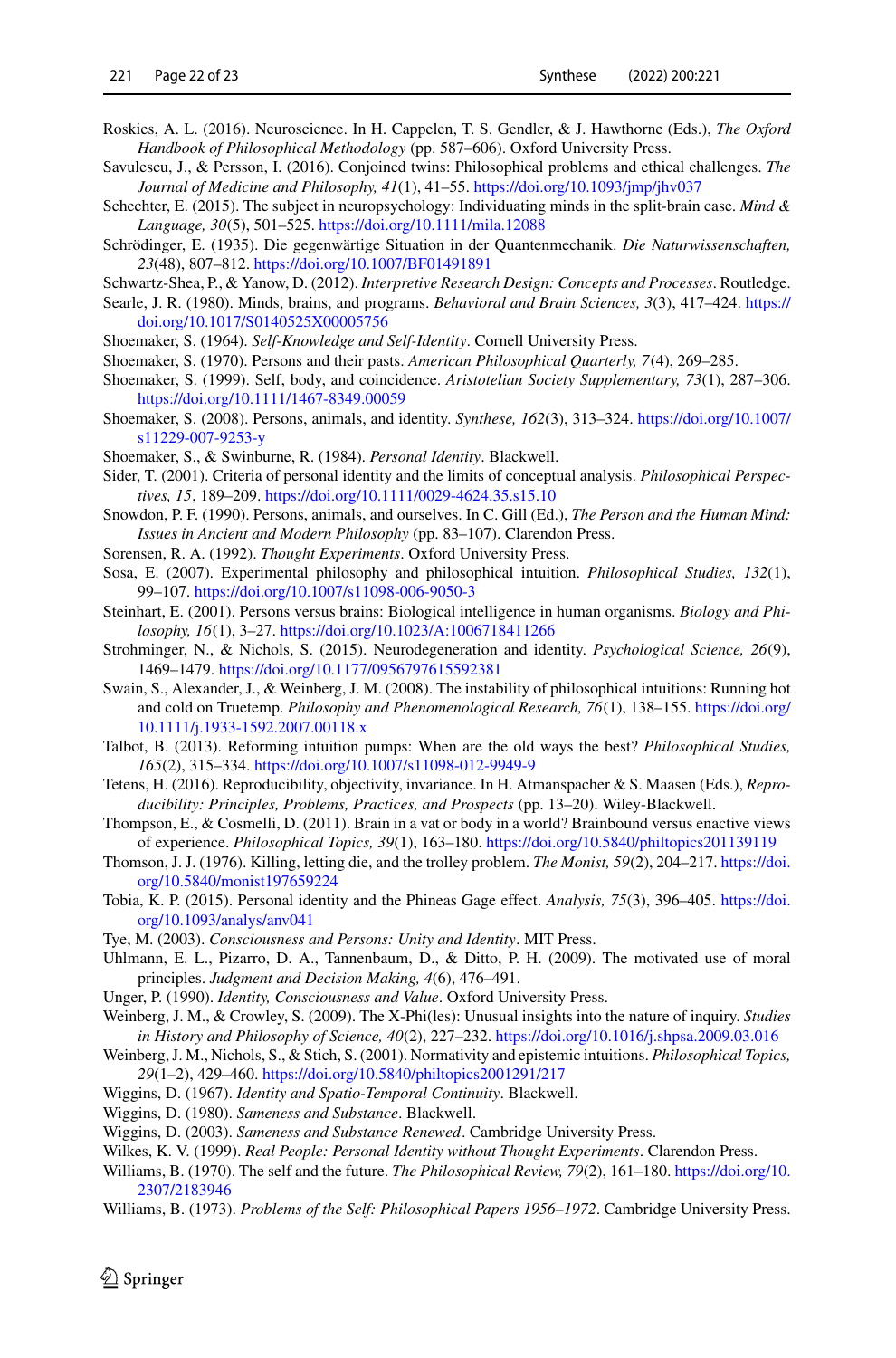Roskies, A. L. (2016). Neuroscience. In H. Cappelen, T. S. Gendler, & J. Hawthorne (Eds.), *The Oxford Handbook of Philosophical Methodology* (pp. 587–606). Oxford University Press.

Savulescu, J., & Persson, I. (2016). Conjoined twins: Philosophical problems and ethical challenges. *The Journal of Medicine and Philosophy, 41*(1), 41–55. https://doi.org/10.1093/jmp/jhv037

Schechter, E. (2015). The subject in neuropsychology: Individuating minds in the split-brain case. *Mind & Language, 30*(5), 501–525. https://doi.org/10.1111/mila.12088

Schrödinger, E. (1935). Die gegenwärtige Situation in der Quantenmechanik. *Die Naturwissenschaften, 23*(48), 807–812. https://doi.org/10.1007/BF01491891

Schwartz-Shea, P., & Yanow, D. (2012). *Interpretive Research Design: Concepts and Processes*. Routledge.

Searle, J. R. (1980). Minds, brains, and programs. *Behavioral and Brain Sciences, 3*(3), 417–424. https://doi.org/10.1017/S0140525X00005756

Shoemaker, S. (1964). *Self-Knowledge and Self-Identity*. Cornell University Press.

Shoemaker, S. (1970). Persons and their pasts. *American Philosophical Quarterly, 7*(4), 269–285.

Shoemaker, S. (1999). Self, body, and coincidence. *Aristotelian Society Supplementary, 73*(1), 287–306. https://doi.org/10.1111/1467-8349.00059

Shoemaker, S. (2008). Persons, animals, and identity. *Synthese, 162*(3), 313–324. https://doi.org/10.1007/s11229-007-9253-y

Shoemaker, S., & Swinburne, R. (1984). *Personal Identity*. Blackwell.

Sider, T. (2001). Criteria of personal identity and the limits of conceptual analysis. *Philosophical Perspectives, 15*, 189–209. https://doi.org/10.1111/0029-4624.35.s15.10

Snowdon, P. F. (1990). Persons, animals, and ourselves. In C. Gill (Ed.), *The Person and the Human Mind: Issues in Ancient and Modern Philosophy* (pp. 83–107). Clarendon Press.

Sorensen, R. A. (1992). *Thought Experiments*. Oxford University Press.

Sosa, E. (2007). Experimental philosophy and philosophical intuition. *Philosophical Studies, 132*(1), 99–107. https://doi.org/10.1007/s11098-006-9050-3

Steinhart, E. (2001). Persons versus brains: Biological intelligence in human organisms. *Biology and Philosophy, 16*(1), 3–27. https://doi.org/10.1023/A:1006718411266

Strohminger, N., & Nichols, S. (2015). Neurodegeneration and identity. *Psychological Science, 26*(9), 1469–1479. https://doi.org/10.1177/0956797615592381

Swain, S., Alexander, J., & Weinberg, J. M. (2008). The instability of philosophical intuitions: Running hot and cold on Truetemp. *Philosophy and Phenomenological Research, 76*(1), 138–155. https://doi.org/10.1111/j.1933-1592.2007.00118.x

Talbot, B. (2013). Reforming intuition pumps: When are the old ways the best? *Philosophical Studies, 165*(2), 315–334. https://doi.org/10.1007/s11098-012-9949-9

Tetens, H. (2016). Reproducibility, objectivity, invariance. In H. Atmanspacher & S. Maasen (Eds.), *Reproducibility: Principles, Problems, Practices, and Prospects* (pp. 13–20). Wiley-Blackwell.

Thompson, E., & Cosmelli, D. (2011). Brain in a vat or body in a world? Brainbound versus enactive views of experience. *Philosophical Topics, 39*(1), 163–180. https://doi.org/10.5840/philtopics201139119

Thomson, J. J. (1976). Killing, letting die, and the trolley problem. *The Monist, 59*(2), 204–217. https://doi.org/10.5840/monist197659224

Tobia, K. P. (2015). Personal identity and the Phineas Gage effect. *Analysis, 75*(3), 396–405. https://doi.org/10.1093/analys/anv041

Tye, M. (2003). *Consciousness and Persons: Unity and Identity*. MIT Press.

Uhlmann, E. L., Pizarro, D. A., Tannenbaum, D., & Ditto, P. H. (2009). The motivated use of moral principles. *Judgment and Decision Making, 4*(6), 476–491.

Unger, P. (1990). *Identity, Consciousness and Value*. Oxford University Press.

Weinberg, J. M., & Crowley, S. (2009). The X-Phi(les): Unusual insights into the nature of inquiry. *Studies in History and Philosophy of Science, 40*(2), 227–232. https://doi.org/10.1016/j.shpsa.2009.03.016

Weinberg, J. M., Nichols, S., & Stich, S. (2001). Normativity and epistemic intuitions. *Philosophical Topics, 29*(1–2), 429–460. https://doi.org/10.5840/philtopics2001291/217

Wiggins, D. (1967). *Identity and Spatio-Temporal Continuity*. Blackwell.

Wiggins, D. (1980). *Sameness and Substance*. Blackwell.

Wiggins, D. (2003). *Sameness and Substance Renewed*. Cambridge University Press.

Wilkes, K. V. (1999). *Real People: Personal Identity without Thought Experiments*. Clarendon Press.

Williams, B. (1970). The self and the future. *The Philosophical Review, 79*(2), 161–180. https://doi.org/10.2307/2183946

Williams, B. (1973). *Problems of the Self: Philosophical Papers 1956–1972*. Cambridge University Press.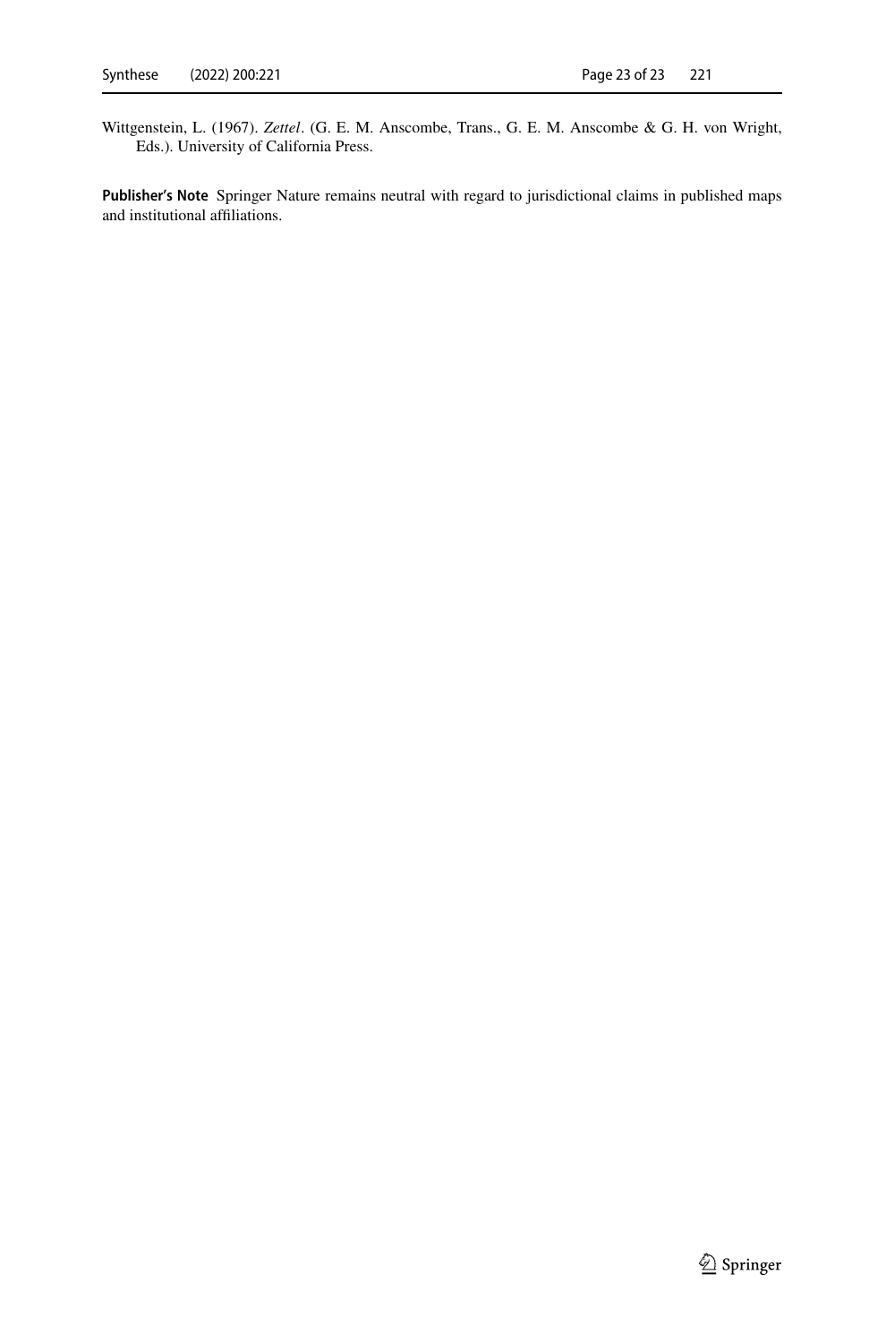Wittgenstein, L. (1967). *Zettel*. (G. E. M. Anscombe, Trans., G. E. M. Anscombe & G. H. von Wright, Eds.). University of California Press.

**Publisher's Note** Springer Nature remains neutral with regard to jurisdictional claims in published maps and institutional affiliations.